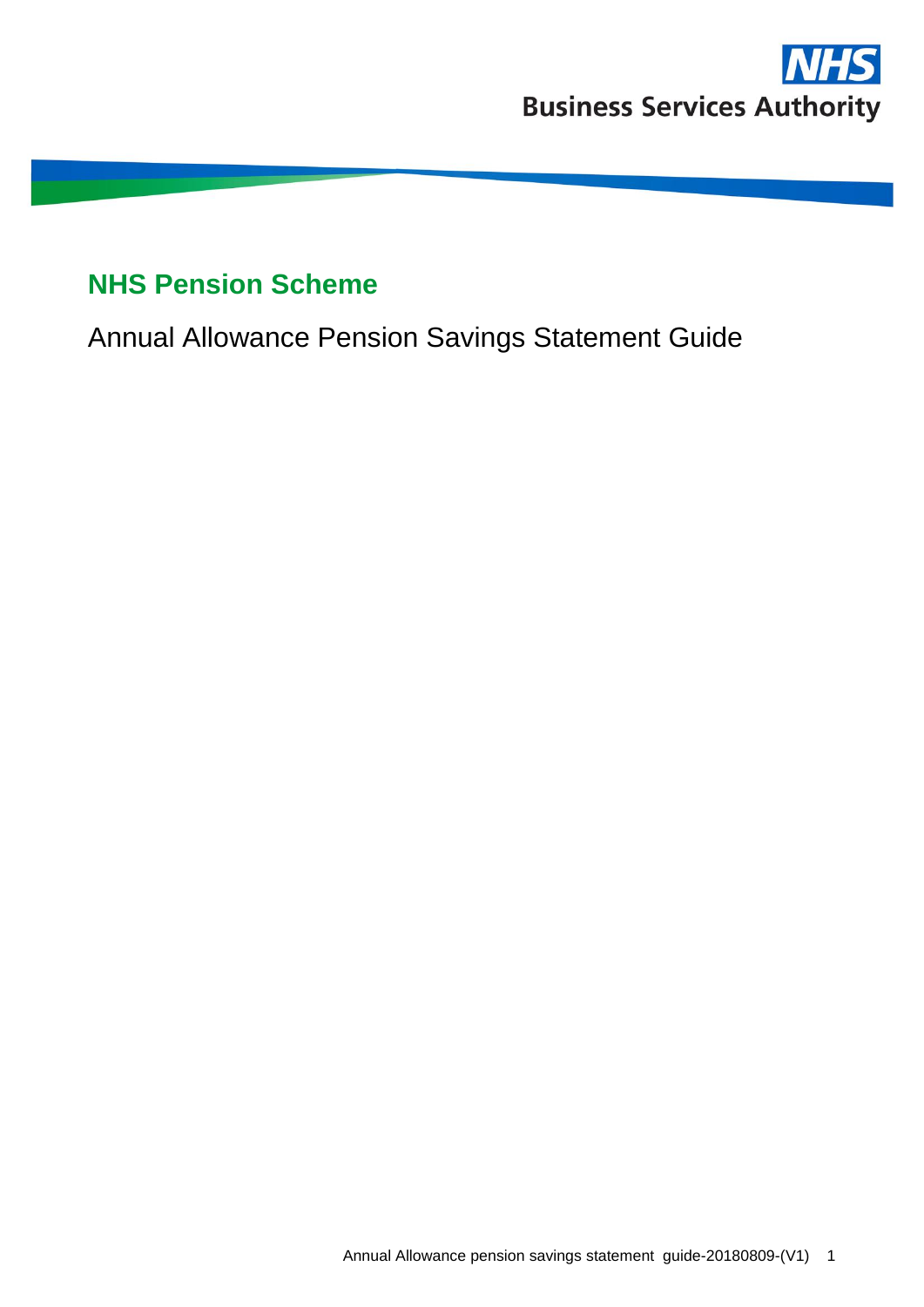NHS Business Services Authority

# NHS Pension Scheme

## Annual Allowance Pension Savings Statement Guide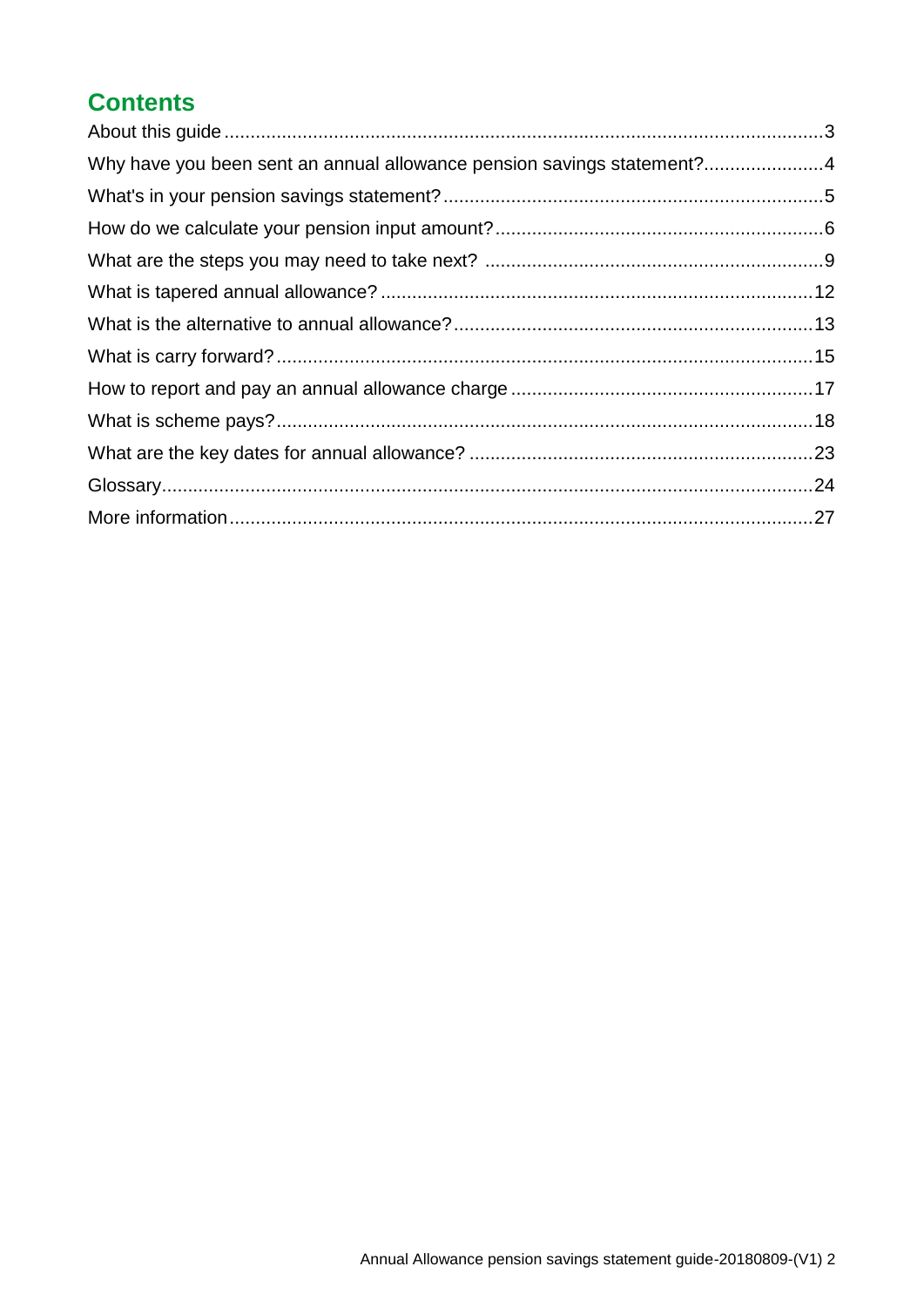## Contents

| | |
|---|---|
| About this guide | 3 |
| Why have you been sent an annual allowance pension savings statement? | 4 |
| What's in your pension savings statement? | 5 |
| How do we calculate your pension input amount? | 6 |
| What are the steps you may need to take next? | 9 |
| What is tapered annual allowance? | 12 |
| What is the alternative to annual allowance? | 13 |
| What is carry forward? | 15 |
| How to report and pay an annual allowance charge | 17 |
| What is scheme pays? | 18 |
| What are the key dates for annual allowance? | 23 |
| Glossary | 24 |
| More information | 27 |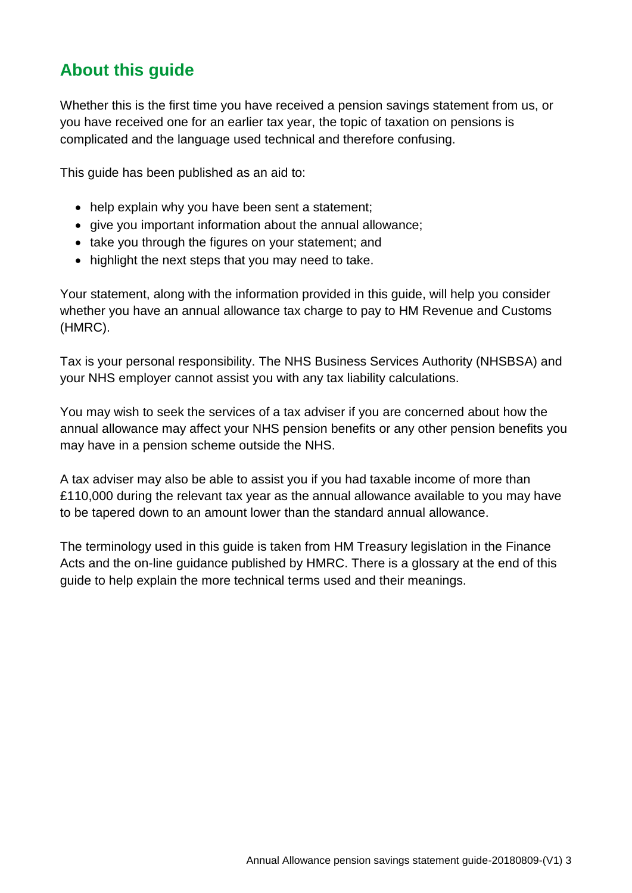## About this guide

Whether this is the first time you have received a pension savings statement from us, or you have received one for an earlier tax year, the topic of taxation on pensions is complicated and the language used technical and therefore confusing.

This guide has been published as an aid to:

- help explain why you have been sent a statement;
- give you important information about the annual allowance;
- take you through the figures on your statement; and
- highlight the next steps that you may need to take.

Your statement, along with the information provided in this guide, will help you consider whether you have an annual allowance tax charge to pay to HM Revenue and Customs (HMRC).

Tax is your personal responsibility. The NHS Business Services Authority (NHSBSA) and your NHS employer cannot assist you with any tax liability calculations.

You may wish to seek the services of a tax adviser if you are concerned about how the annual allowance may affect your NHS pension benefits or any other pension benefits you may have in a pension scheme outside the NHS.

A tax adviser may also be able to assist you if you had taxable income of more than £110,000 during the relevant tax year as the annual allowance available to you may have to be tapered down to an amount lower than the standard annual allowance.

The terminology used in this guide is taken from HM Treasury legislation in the Finance Acts and the on-line guidance published by HMRC. There is a glossary at the end of this guide to help explain the more technical terms used and their meanings.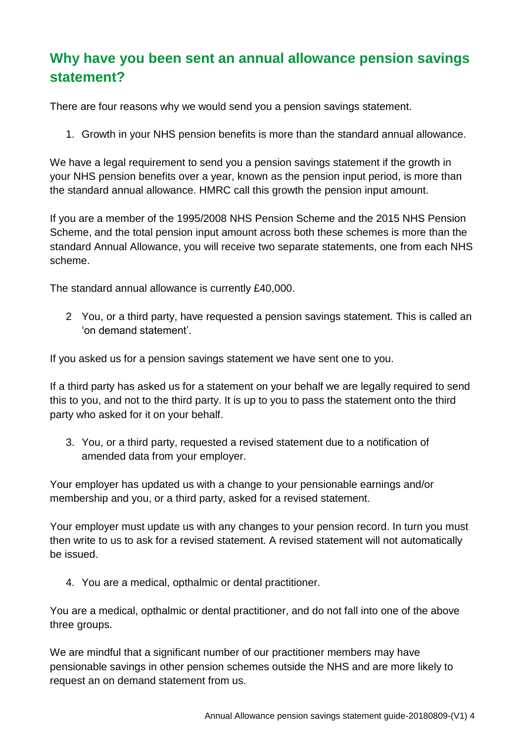## Why have you been sent an annual allowance pension savings statement?

There are four reasons why we would send you a pension savings statement.

1. Growth in your NHS pension benefits is more than the standard annual allowance.

We have a legal requirement to send you a pension savings statement if the growth in your NHS pension benefits over a year, known as the pension input period, is more than the standard annual allowance. HMRC call this growth the pension input amount.

If you are a member of the 1995/2008 NHS Pension Scheme and the 2015 NHS Pension Scheme, and the total pension input amount across both these schemes is more than the standard Annual Allowance, you will receive two separate statements, one from each NHS scheme.

The standard annual allowance is currently £40,000.

2. You, or a third party, have requested a pension savings statement. This is called an 'on demand statement'.

If you asked us for a pension savings statement we have sent one to you.

If a third party has asked us for a statement on your behalf we are legally required to send this to you, and not to the third party. It is up to you to pass the statement onto the third party who asked for it on your behalf.

3. You, or a third party, requested a revised statement due to a notification of amended data from your employer.

Your employer has updated us with a change to your pensionable earnings and/or membership and you, or a third party, asked for a revised statement.

Your employer must update us with any changes to your pension record. In turn you must then write to us to ask for a revised statement. A revised statement will not automatically be issued.

4. You are a medical, opthalmic or dental practitioner.

You are a medical, opthalmic or dental practitioner, and do not fall into one of the above three groups.

We are mindful that a significant number of our practitioner members may have pensionable savings in other pension schemes outside the NHS and are more likely to request an on demand statement from us.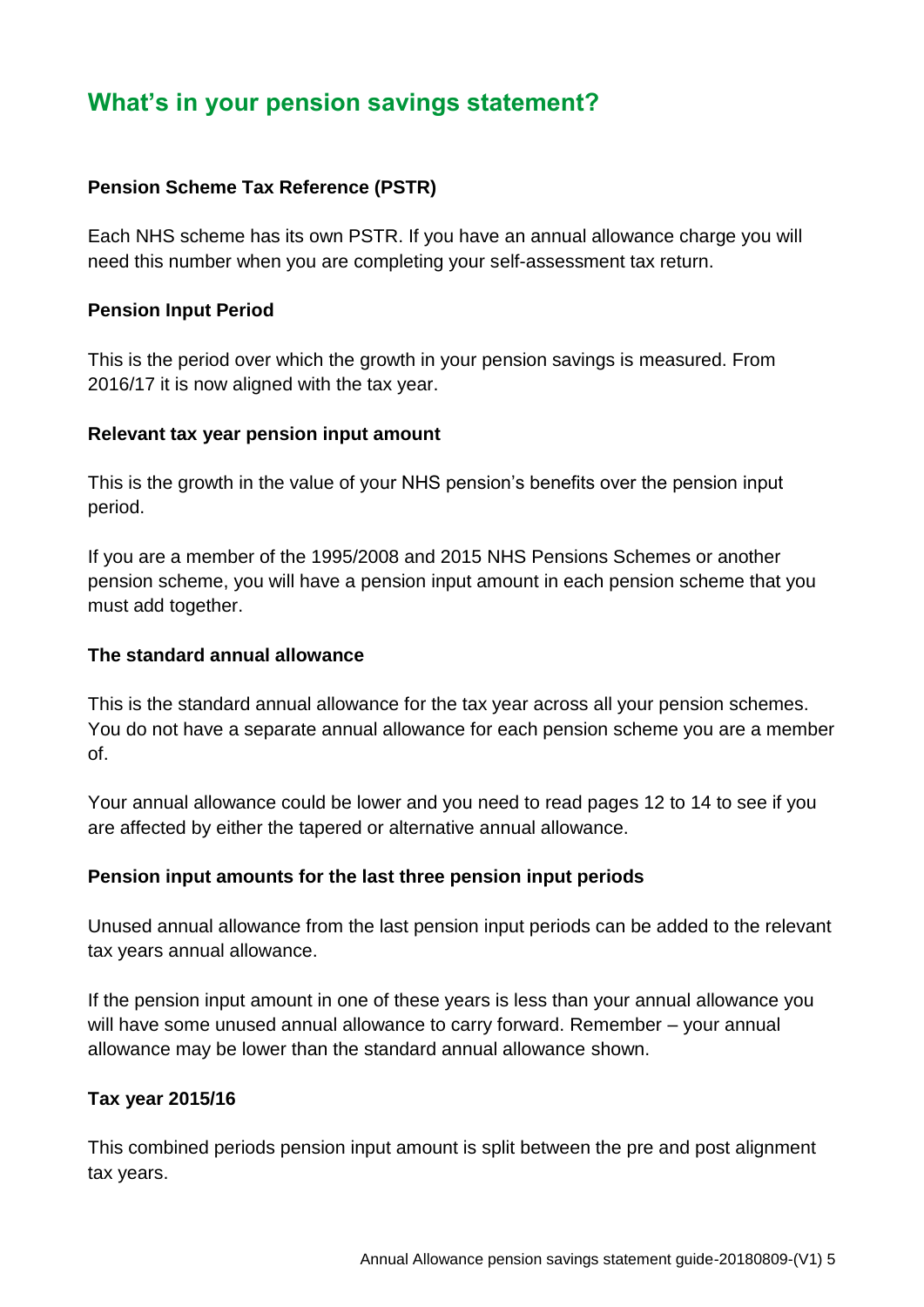## What's in your pension savings statement?

**Pension Scheme Tax Reference (PSTR)**

Each NHS scheme has its own PSTR. If you have an annual allowance charge you will need this number when you are completing your self-assessment tax return.

**Pension Input Period**

This is the period over which the growth in your pension savings is measured. From 2016/17 it is now aligned with the tax year.

**Relevant tax year pension input amount**

This is the growth in the value of your NHS pension's benefits over the pension input period.

If you are a member of the 1995/2008 and 2015 NHS Pensions Schemes or another pension scheme, you will have a pension input amount in each pension scheme that you must add together.

**The standard annual allowance**

This is the standard annual allowance for the tax year across all your pension schemes. You do not have a separate annual allowance for each pension scheme you are a member of.

Your annual allowance could be lower and you need to read pages 12 to 14 to see if you are affected by either the tapered or alternative annual allowance.

**Pension input amounts for the last three pension input periods**

Unused annual allowance from the last pension input periods can be added to the relevant tax years annual allowance.

If the pension input amount in one of these years is less than your annual allowance you will have some unused annual allowance to carry forward. Remember – your annual allowance may be lower than the standard annual allowance shown.

**Tax year 2015/16**

This combined periods pension input amount is split between the pre and post alignment tax years.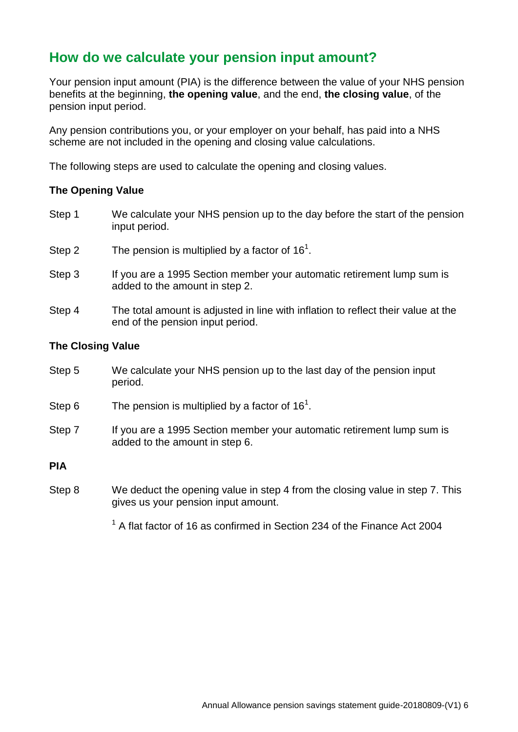## How do we calculate your pension input amount?

Your pension input amount (PIA) is the difference between the value of your NHS pension benefits at the beginning, **the opening value**, and the end, **the closing value**, of the pension input period.

Any pension contributions you, or your employer on your behalf, has paid into a NHS scheme are not included in the opening and closing value calculations.

The following steps are used to calculate the opening and closing values.

**The Opening Value**

Step 1 We calculate your NHS pension up to the day before the start of the pension input period.

Step 2 The pension is multiplied by a factor of 16[1].

Step 3 If you are a 1995 Section member your automatic retirement lump sum is added to the amount in step 2.

Step 4 The total amount is adjusted in line with inflation to reflect their value at the end of the pension input period.

**The Closing Value**

Step 5 We calculate your NHS pension up to the last day of the pension input period.

Step 6 The pension is multiplied by a factor of 16[1].

Step 7 If you are a 1995 Section member your automatic retirement lump sum is added to the amount in step 6.

**PIA**

Step 8 We deduct the opening value in step 4 from the closing value in step 7. This gives us your pension input amount.

[1] A flat factor of 16 as confirmed in Section 234 of the Finance Act 2004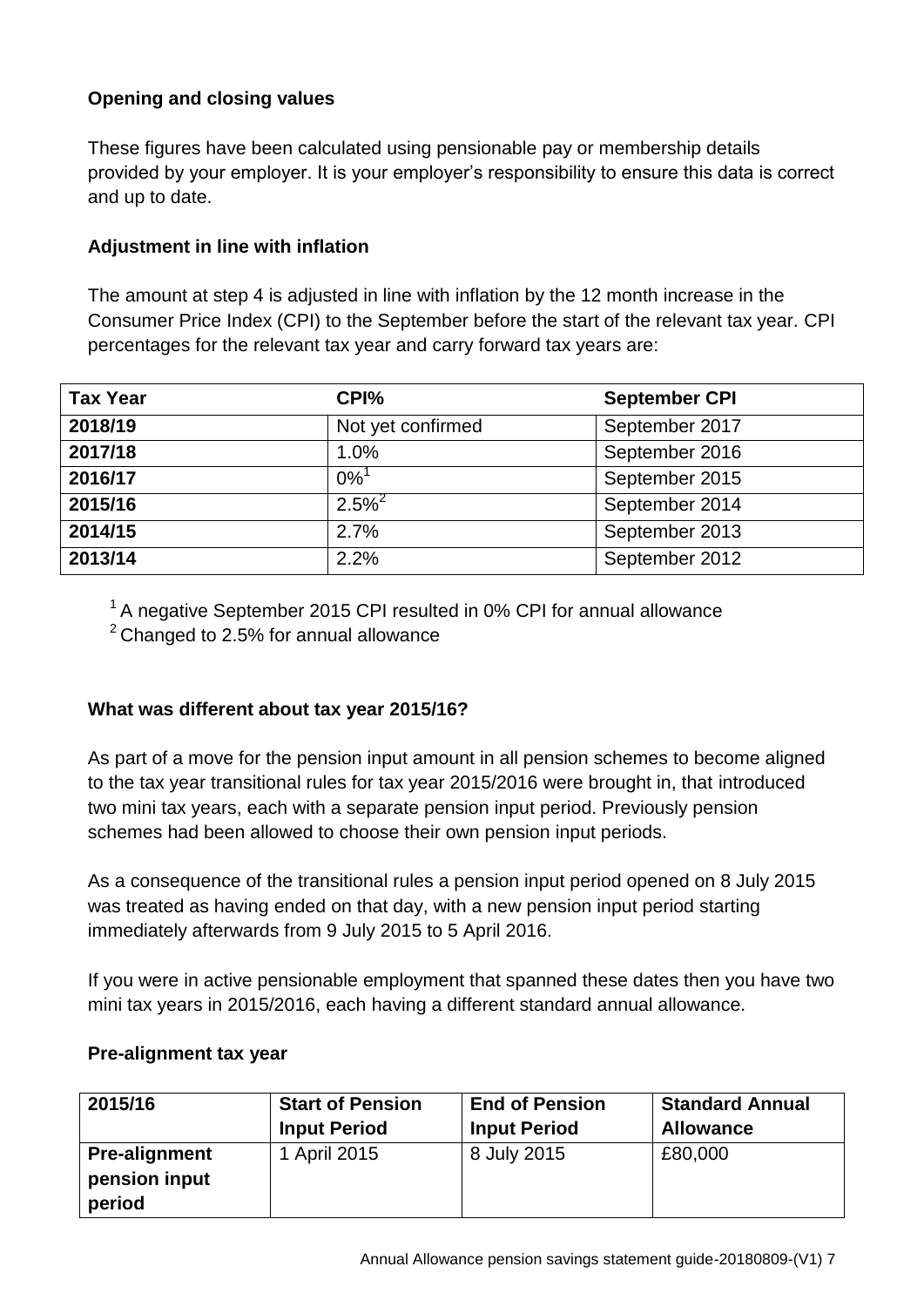**Opening and closing values**

These figures have been calculated using pensionable pay or membership details provided by your employer. It is your employer's responsibility to ensure this data is correct and up to date.

**Adjustment in line with inflation**

The amount at step 4 is adjusted in line with inflation by the 12 month increase in the Consumer Price Index (CPI) to the September before the start of the relevant tax year. CPI percentages for the relevant tax year and carry forward tax years are:

| Tax Year | CPI% | September CPI |
|---|---|---|
| 2018/19 | Not yet confirmed | September 2017 |
| 2017/18 | 1.0% | September 2016 |
| 2016/17 | 0%[1] | September 2015 |
| 2015/16 | 2.5%[2] | September 2014 |
| 2014/15 | 2.7% | September 2013 |
| 2013/14 | 2.2% | September 2012 |

[1] A negative September 2015 CPI resulted in 0% CPI for annual allowance
[2] Changed to 2.5% for annual allowance

**What was different about tax year 2015/16?**

As part of a move for the pension input amount in all pension schemes to become aligned to the tax year transitional rules for tax year 2015/2016 were brought in, that introduced two mini tax years, each with a separate pension input period. Previously pension schemes had been allowed to choose their own pension input periods.

As a consequence of the transitional rules a pension input period opened on 8 July 2015 was treated as having ended on that day, with a new pension input period starting immediately afterwards from 9 July 2015 to 5 April 2016.

If you were in active pensionable employment that spanned these dates then you have two mini tax years in 2015/2016, each having a different standard annual allowance.

**Pre-alignment tax year**

| 2015/16 | Start of Pension Input Period | End of Pension Input Period | Standard Annual Allowance |
|---|---|---|---|
| **Pre-alignment pension input period** | 1 April 2015 | 8 July 2015 | £80,000 |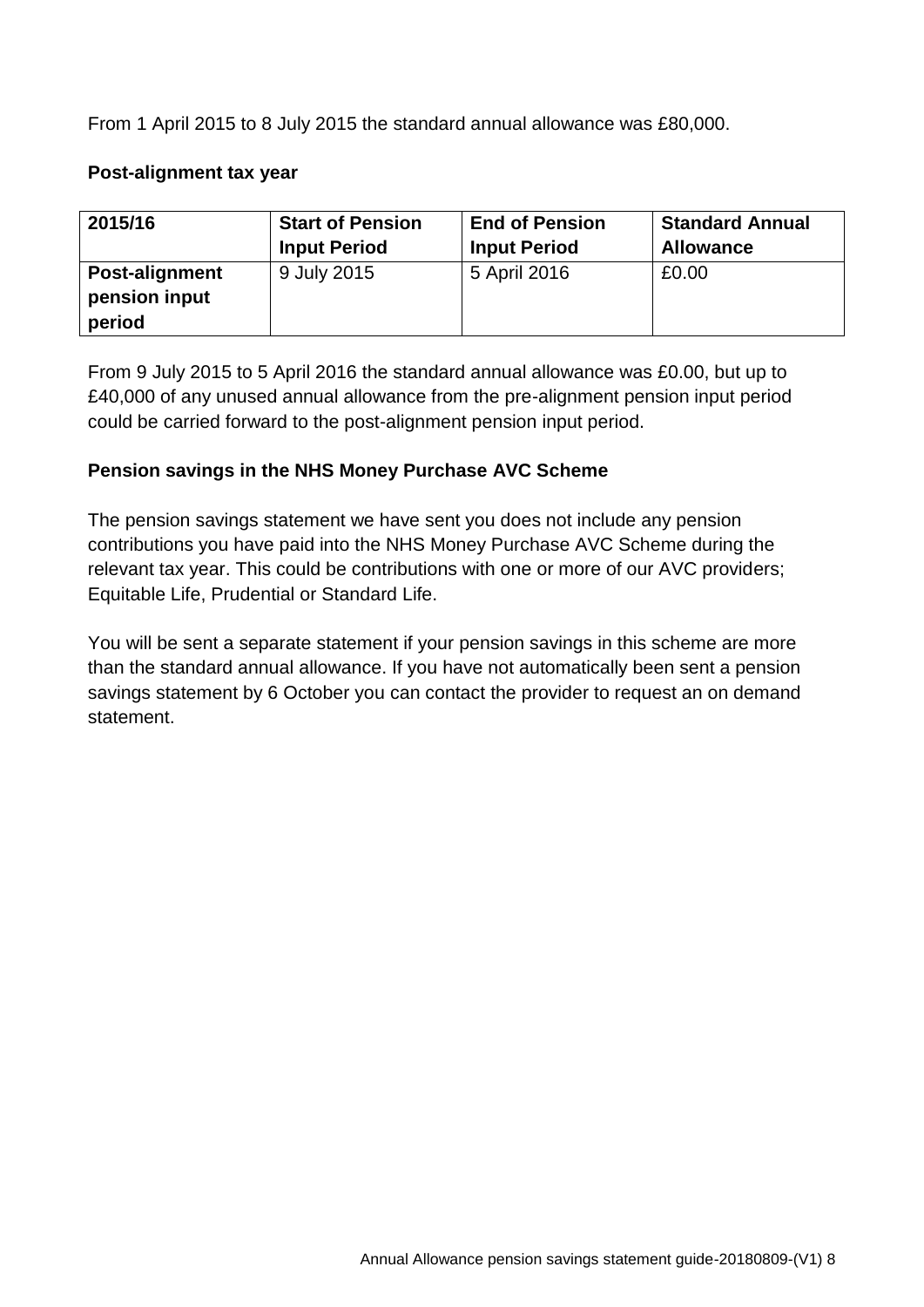From 1 April 2015 to 8 July 2015 the standard annual allowance was £80,000.

**Post-alignment tax year**

| 2015/16 | Start of Pension Input Period | End of Pension Input Period | Standard Annual Allowance |
|---|---|---|---|
| **Post-alignment pension input period** | 9 July 2015 | 5 April 2016 | £0.00 |

From 9 July 2015 to 5 April 2016 the standard annual allowance was £0.00, but up to £40,000 of any unused annual allowance from the pre-alignment pension input period could be carried forward to the post-alignment pension input period.

**Pension savings in the NHS Money Purchase AVC Scheme**

The pension savings statement we have sent you does not include any pension contributions you have paid into the NHS Money Purchase AVC Scheme during the relevant tax year. This could be contributions with one or more of our AVC providers; Equitable Life, Prudential or Standard Life.

You will be sent a separate statement if your pension savings in this scheme are more than the standard annual allowance. If you have not automatically been sent a pension savings statement by 6 October you can contact the provider to request an on demand statement.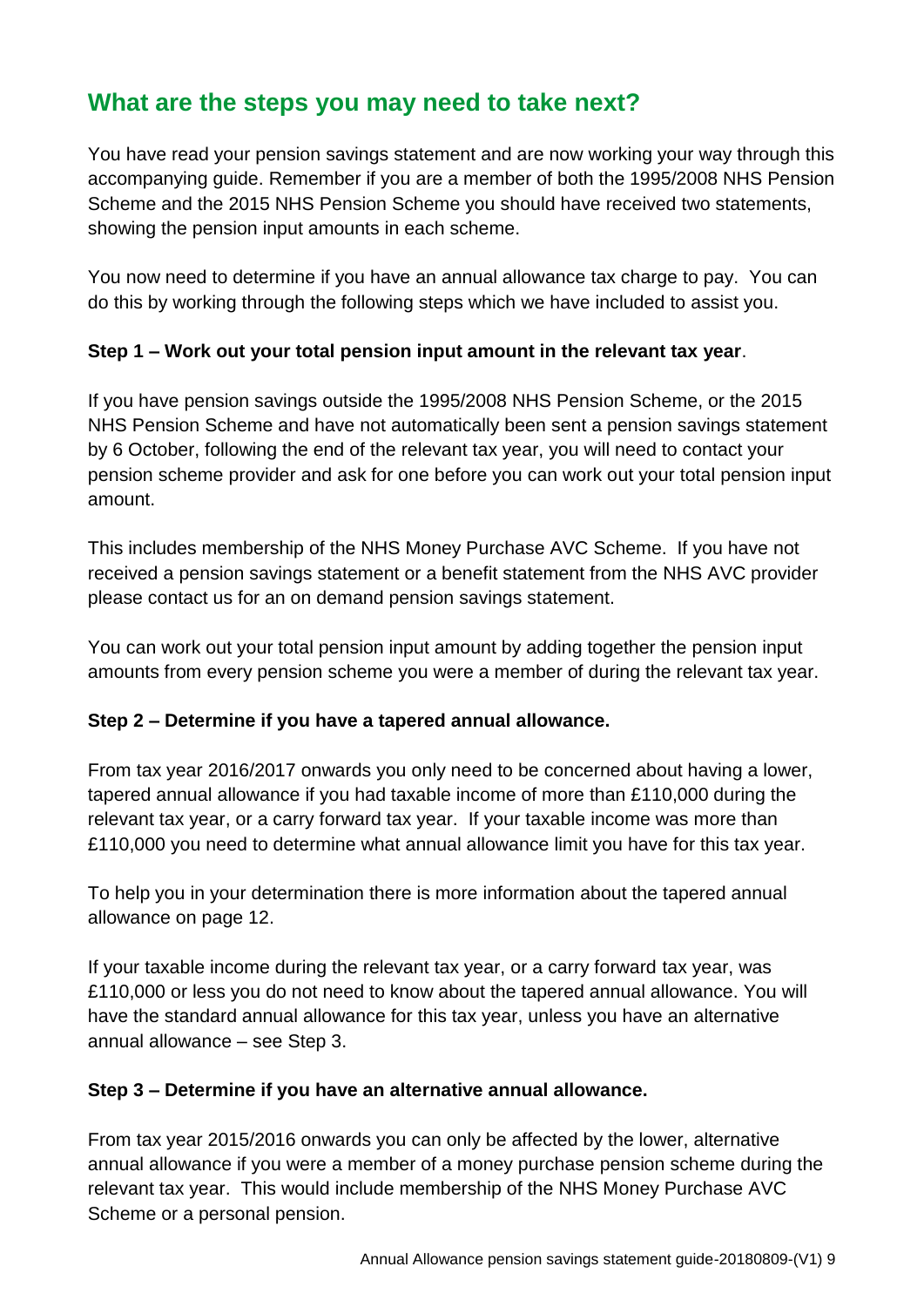## What are the steps you may need to take next?

You have read your pension savings statement and are now working your way through this accompanying guide. Remember if you are a member of both the 1995/2008 NHS Pension Scheme and the 2015 NHS Pension Scheme you should have received two statements, showing the pension input amounts in each scheme.

You now need to determine if you have an annual allowance tax charge to pay. You can do this by working through the following steps which we have included to assist you.

**Step 1 – Work out your total pension input amount in the relevant tax year**.

If you have pension savings outside the 1995/2008 NHS Pension Scheme, or the 2015 NHS Pension Scheme and have not automatically been sent a pension savings statement by 6 October, following the end of the relevant tax year, you will need to contact your pension scheme provider and ask for one before you can work out your total pension input amount.

This includes membership of the NHS Money Purchase AVC Scheme. If you have not received a pension savings statement or a benefit statement from the NHS AVC provider please contact us for an on demand pension savings statement.

You can work out your total pension input amount by adding together the pension input amounts from every pension scheme you were a member of during the relevant tax year.

**Step 2 – Determine if you have a tapered annual allowance.**

From tax year 2016/2017 onwards you only need to be concerned about having a lower, tapered annual allowance if you had taxable income of more than £110,000 during the relevant tax year, or a carry forward tax year. If your taxable income was more than £110,000 you need to determine what annual allowance limit you have for this tax year.

To help you in your determination there is more information about the tapered annual allowance on page 12.

If your taxable income during the relevant tax year, or a carry forward tax year, was £110,000 or less you do not need to know about the tapered annual allowance. You will have the standard annual allowance for this tax year, unless you have an alternative annual allowance – see Step 3.

**Step 3 – Determine if you have an alternative annual allowance.**

From tax year 2015/2016 onwards you can only be affected by the lower, alternative annual allowance if you were a member of a money purchase pension scheme during the relevant tax year. This would include membership of the NHS Money Purchase AVC Scheme or a personal pension.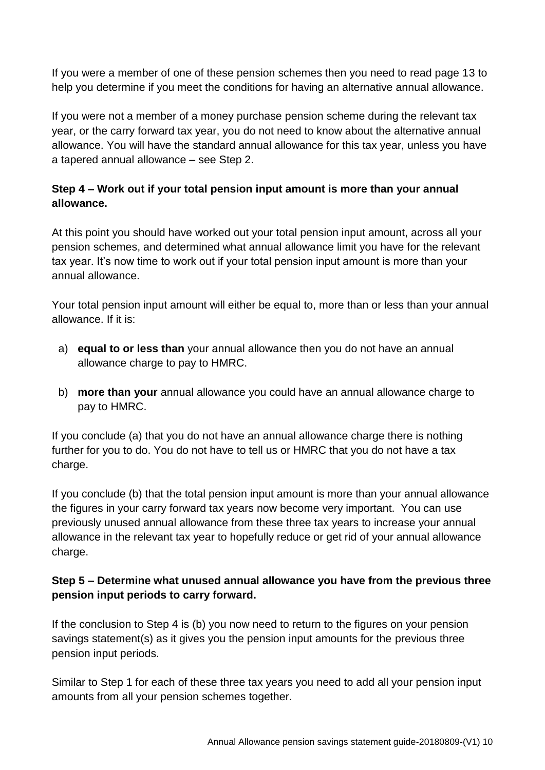If you were a member of one of these pension schemes then you need to read page 13 to help you determine if you meet the conditions for having an alternative annual allowance.

If you were not a member of a money purchase pension scheme during the relevant tax year, or the carry forward tax year, you do not need to know about the alternative annual allowance. You will have the standard annual allowance for this tax year, unless you have a tapered annual allowance – see Step 2.

**Step 4 – Work out if your total pension input amount is more than your annual allowance.**

At this point you should have worked out your total pension input amount, across all your pension schemes, and determined what annual allowance limit you have for the relevant tax year. It's now time to work out if your total pension input amount is more than your annual allowance.

Your total pension input amount will either be equal to, more than or less than your annual allowance. If it is:

a) **equal to or less than** your annual allowance then you do not have an annual allowance charge to pay to HMRC.

b) **more than your** annual allowance you could have an annual allowance charge to pay to HMRC.

If you conclude (a) that you do not have an annual allowance charge there is nothing further for you to do. You do not have to tell us or HMRC that you do not have a tax charge.

If you conclude (b) that the total pension input amount is more than your annual allowance the figures in your carry forward tax years now become very important. You can use previously unused annual allowance from these three tax years to increase your annual allowance in the relevant tax year to hopefully reduce or get rid of your annual allowance charge.

**Step 5 – Determine what unused annual allowance you have from the previous three pension input periods to carry forward.**

If the conclusion to Step 4 is (b) you now need to return to the figures on your pension savings statement(s) as it gives you the pension input amounts for the previous three pension input periods.

Similar to Step 1 for each of these three tax years you need to add all your pension input amounts from all your pension schemes together.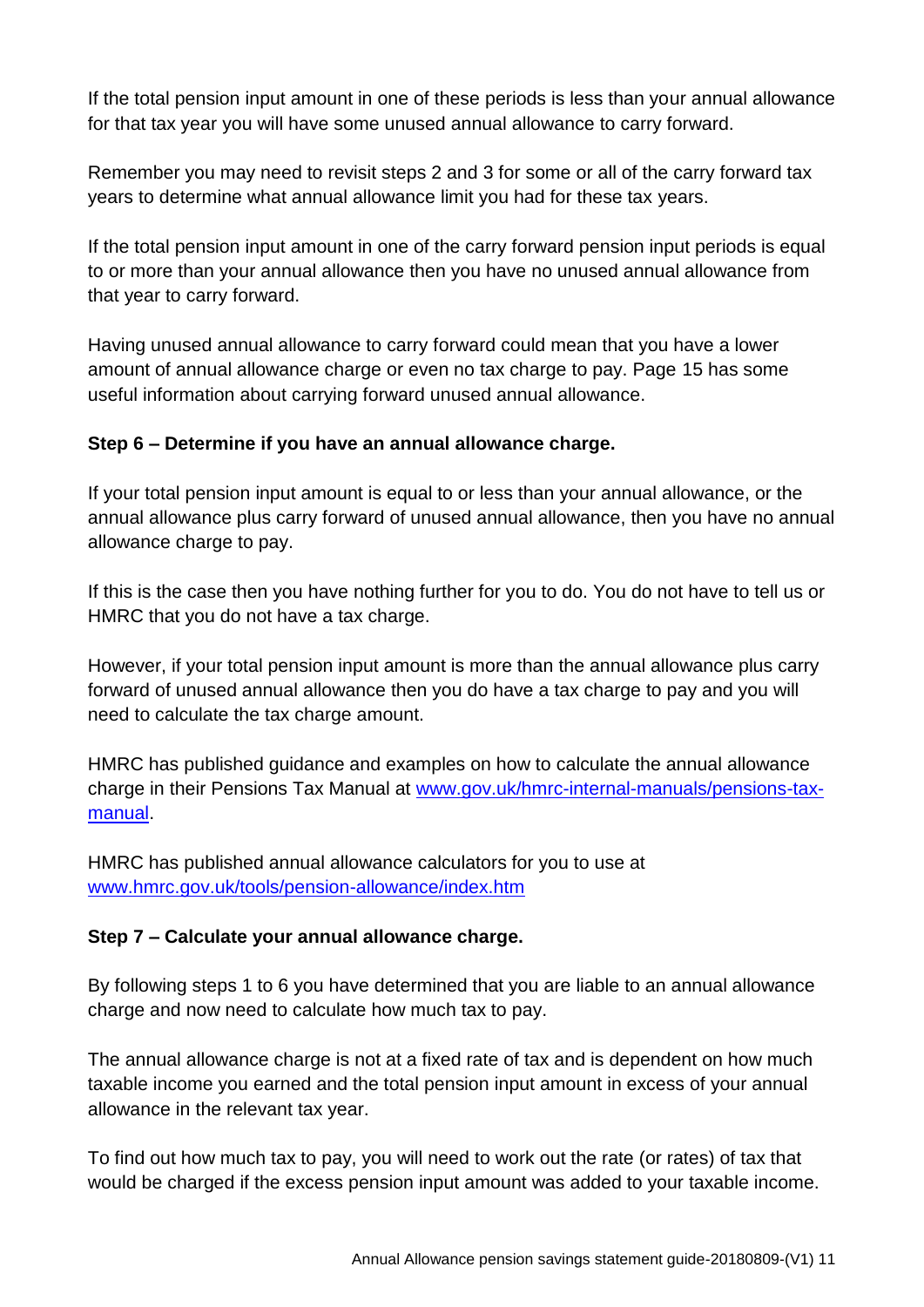If the total pension input amount in one of these periods is less than your annual allowance for that tax year you will have some unused annual allowance to carry forward.

Remember you may need to revisit steps 2 and 3 for some or all of the carry forward tax years to determine what annual allowance limit you had for these tax years.

If the total pension input amount in one of the carry forward pension input periods is equal to or more than your annual allowance then you have no unused annual allowance from that year to carry forward.

Having unused annual allowance to carry forward could mean that you have a lower amount of annual allowance charge or even no tax charge to pay. Page 15 has some useful information about carrying forward unused annual allowance.

**Step 6 – Determine if you have an annual allowance charge.**

If your total pension input amount is equal to or less than your annual allowance, or the annual allowance plus carry forward of unused annual allowance, then you have no annual allowance charge to pay.

If this is the case then you have nothing further for you to do. You do not have to tell us or HMRC that you do not have a tax charge.

However, if your total pension input amount is more than the annual allowance plus carry forward of unused annual allowance then you do have a tax charge to pay and you will need to calculate the tax charge amount.

HMRC has published guidance and examples on how to calculate the annual allowance charge in their Pensions Tax Manual at [www.gov.uk/hmrc-internal-manuals/pensions-tax-manual](www.gov.uk/hmrc-internal-manuals/pensions-tax-manual).

HMRC has published annual allowance calculators for you to use at [www.hmrc.gov.uk/tools/pension-allowance/index.htm](www.hmrc.gov.uk/tools/pension-allowance/index.htm)

**Step 7 – Calculate your annual allowance charge.**

By following steps 1 to 6 you have determined that you are liable to an annual allowance charge and now need to calculate how much tax to pay.

The annual allowance charge is not at a fixed rate of tax and is dependent on how much taxable income you earned and the total pension input amount in excess of your annual allowance in the relevant tax year.

To find out how much tax to pay, you will need to work out the rate (or rates) of tax that would be charged if the excess pension input amount was added to your taxable income.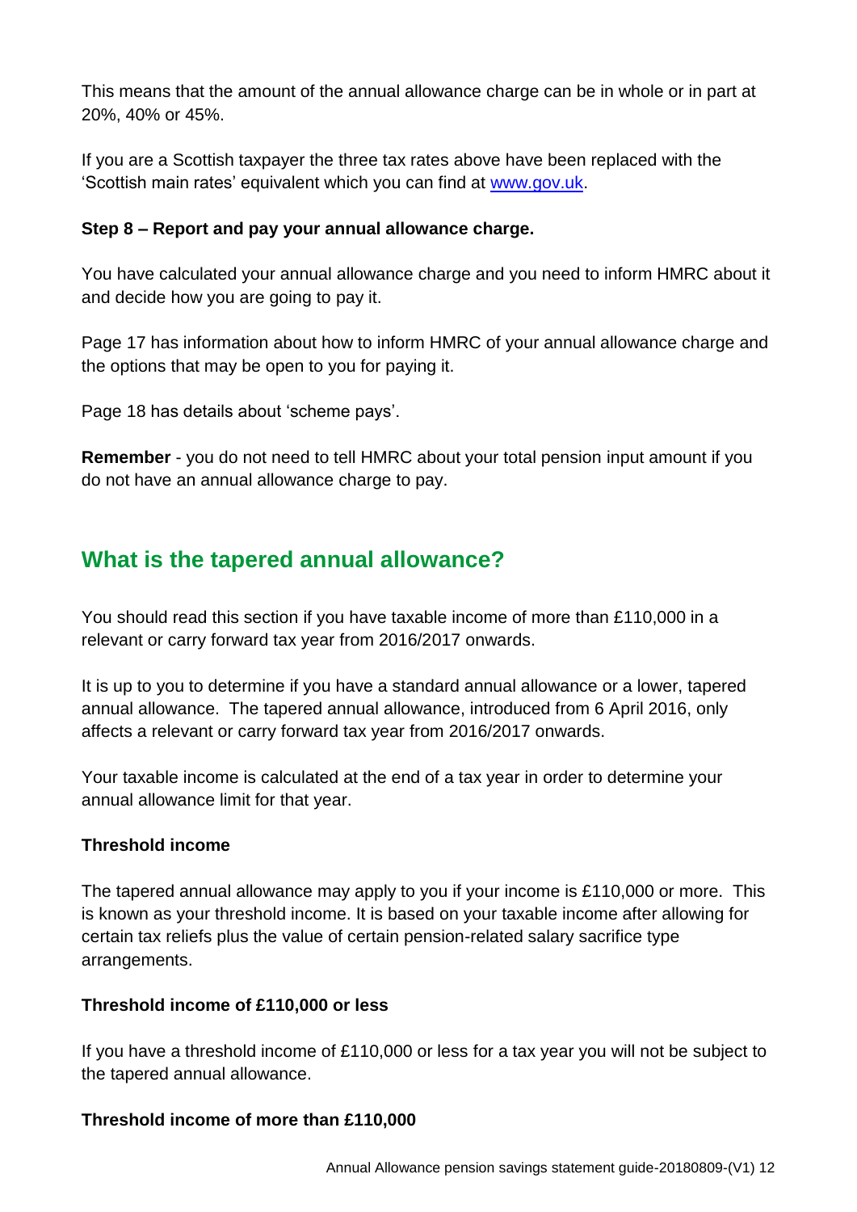This means that the amount of the annual allowance charge can be in whole or in part at 20%, 40% or 45%.

If you are a Scottish taxpayer the three tax rates above have been replaced with the 'Scottish main rates' equivalent which you can find at [www.gov.uk](www.gov.uk).

**Step 8 – Report and pay your annual allowance charge.**

You have calculated your annual allowance charge and you need to inform HMRC about it and decide how you are going to pay it.

Page 17 has information about how to inform HMRC of your annual allowance charge and the options that may be open to you for paying it.

Page 18 has details about 'scheme pays'.

**Remember** - you do not need to tell HMRC about your total pension input amount if you do not have an annual allowance charge to pay.

## What is the tapered annual allowance?

You should read this section if you have taxable income of more than £110,000 in a relevant or carry forward tax year from 2016/2017 onwards.

It is up to you to determine if you have a standard annual allowance or a lower, tapered annual allowance. The tapered annual allowance, introduced from 6 April 2016, only affects a relevant or carry forward tax year from 2016/2017 onwards.

Your taxable income is calculated at the end of a tax year in order to determine your annual allowance limit for that year.

**Threshold income**

The tapered annual allowance may apply to you if your income is £110,000 or more. This is known as your threshold income. It is based on your taxable income after allowing for certain tax reliefs plus the value of certain pension-related salary sacrifice type arrangements.

**Threshold income of £110,000 or less**

If you have a threshold income of £110,000 or less for a tax year you will not be subject to the tapered annual allowance.

**Threshold income of more than £110,000**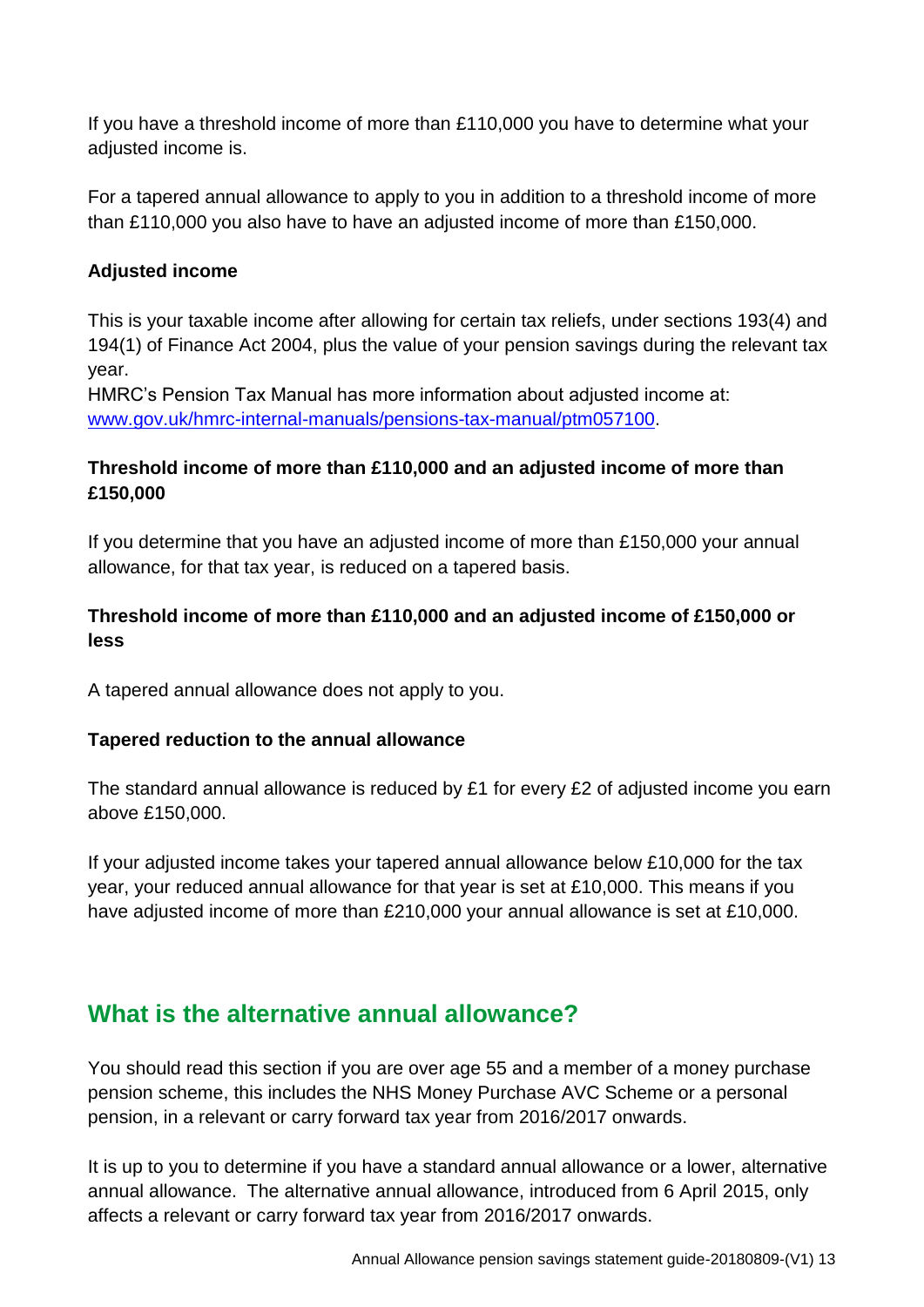If you have a threshold income of more than £110,000 you have to determine what your adjusted income is.

For a tapered annual allowance to apply to you in addition to a threshold income of more than £110,000 you also have to have an adjusted income of more than £150,000.

**Adjusted income**

This is your taxable income after allowing for certain tax reliefs, under sections 193(4) and 194(1) of Finance Act 2004, plus the value of your pension savings during the relevant tax year.
HMRC's Pension Tax Manual has more information about adjusted income at: [www.gov.uk/hmrc-internal-manuals/pensions-tax-manual/ptm057100](www.gov.uk/hmrc-internal-manuals/pensions-tax-manual/ptm057100).

**Threshold income of more than £110,000 and an adjusted income of more than £150,000**

If you determine that you have an adjusted income of more than £150,000 your annual allowance, for that tax year, is reduced on a tapered basis.

**Threshold income of more than £110,000 and an adjusted income of £150,000 or less**

A tapered annual allowance does not apply to you.

**Tapered reduction to the annual allowance**

The standard annual allowance is reduced by £1 for every £2 of adjusted income you earn above £150,000.

If your adjusted income takes your tapered annual allowance below £10,000 for the tax year, your reduced annual allowance for that year is set at £10,000. This means if you have adjusted income of more than £210,000 your annual allowance is set at £10,000.

## What is the alternative annual allowance?

You should read this section if you are over age 55 and a member of a money purchase pension scheme, this includes the NHS Money Purchase AVC Scheme or a personal pension, in a relevant or carry forward tax year from 2016/2017 onwards.

It is up to you to determine if you have a standard annual allowance or a lower, alternative annual allowance. The alternative annual allowance, introduced from 6 April 2015, only affects a relevant or carry forward tax year from 2016/2017 onwards.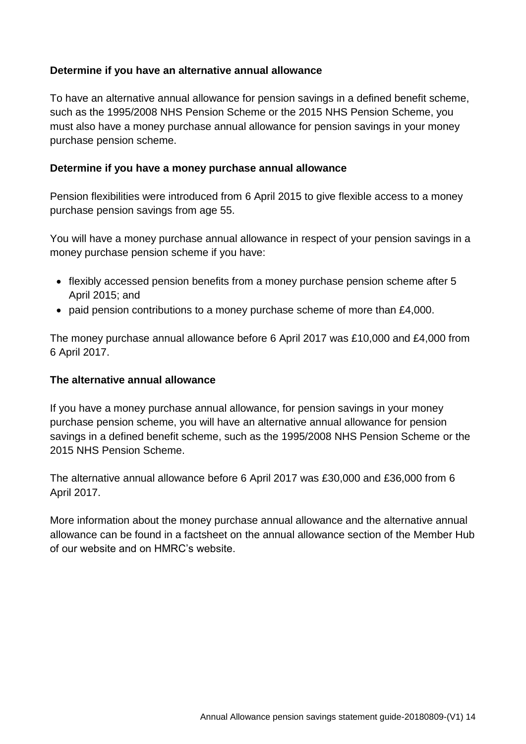**Determine if you have an alternative annual allowance**

To have an alternative annual allowance for pension savings in a defined benefit scheme, such as the 1995/2008 NHS Pension Scheme or the 2015 NHS Pension Scheme, you must also have a money purchase annual allowance for pension savings in your money purchase pension scheme.

**Determine if you have a money purchase annual allowance**

Pension flexibilities were introduced from 6 April 2015 to give flexible access to a money purchase pension savings from age 55.

You will have a money purchase annual allowance in respect of your pension savings in a money purchase pension scheme if you have:

- flexibly accessed pension benefits from a money purchase pension scheme after 5 April 2015; and
- paid pension contributions to a money purchase scheme of more than £4,000.

The money purchase annual allowance before 6 April 2017 was £10,000 and £4,000 from 6 April 2017.

**The alternative annual allowance**

If you have a money purchase annual allowance, for pension savings in your money purchase pension scheme, you will have an alternative annual allowance for pension savings in a defined benefit scheme, such as the 1995/2008 NHS Pension Scheme or the 2015 NHS Pension Scheme.

The alternative annual allowance before 6 April 2017 was £30,000 and £36,000 from 6 April 2017.

More information about the money purchase annual allowance and the alternative annual allowance can be found in a factsheet on the annual allowance section of the Member Hub of our website and on HMRC's website.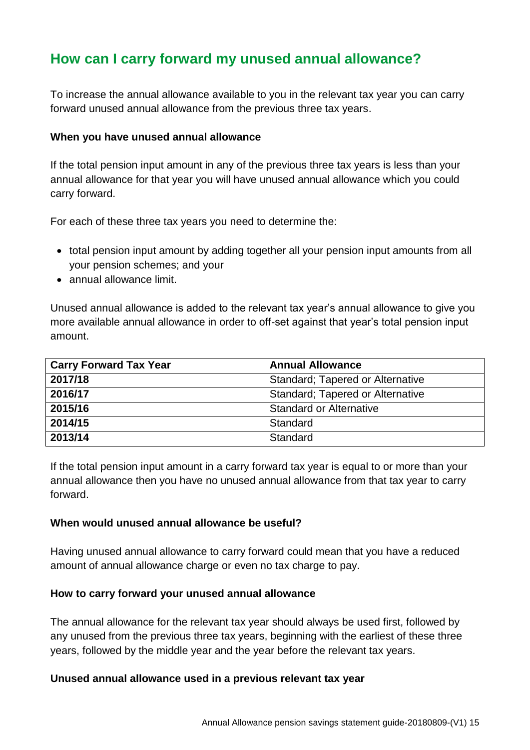## How can I carry forward my unused annual allowance?

To increase the annual allowance available to you in the relevant tax year you can carry forward unused annual allowance from the previous three tax years.

**When you have unused annual allowance**

If the total pension input amount in any of the previous three tax years is less than your annual allowance for that year you will have unused annual allowance which you could carry forward.

For each of these three tax years you need to determine the:

- total pension input amount by adding together all your pension input amounts from all your pension schemes; and your
- annual allowance limit.

Unused annual allowance is added to the relevant tax year's annual allowance to give you more available annual allowance in order to off-set against that year's total pension input amount.

| Carry Forward Tax Year | Annual Allowance |
|---|---|
| 2017/18 | Standard; Tapered or Alternative |
| 2016/17 | Standard; Tapered or Alternative |
| 2015/16 | Standard or Alternative |
| 2014/15 | Standard |
| 2013/14 | Standard |

If the total pension input amount in a carry forward tax year is equal to or more than your annual allowance then you have no unused annual allowance from that tax year to carry forward.

**When would unused annual allowance be useful?**

Having unused annual allowance to carry forward could mean that you have a reduced amount of annual allowance charge or even no tax charge to pay.

**How to carry forward your unused annual allowance**

The annual allowance for the relevant tax year should always be used first, followed by any unused from the previous three tax years, beginning with the earliest of these three years, followed by the middle year and the year before the relevant tax years.

**Unused annual allowance used in a previous relevant tax year**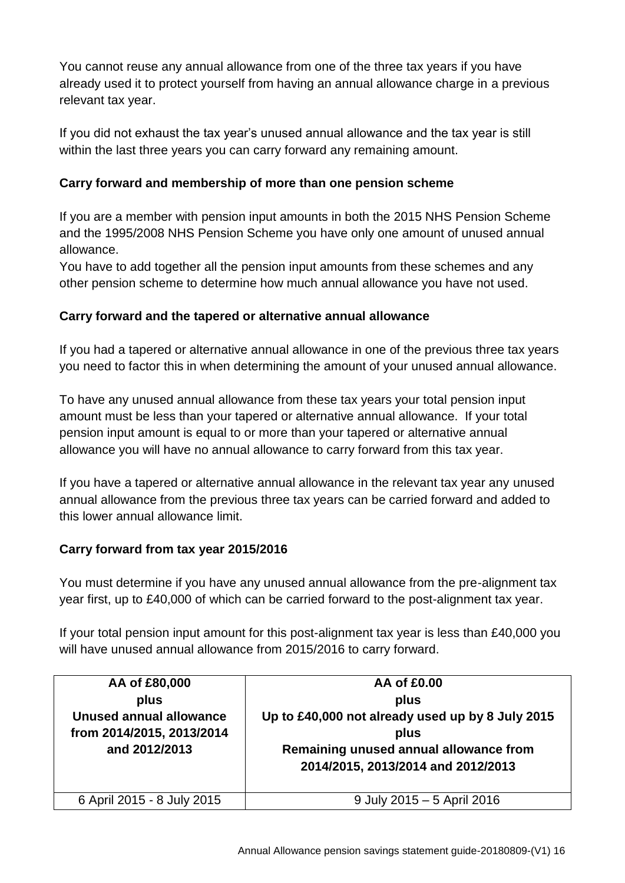You cannot reuse any annual allowance from one of the three tax years if you have already used it to protect yourself from having an annual allowance charge in a previous relevant tax year.

If you did not exhaust the tax year's unused annual allowance and the tax year is still within the last three years you can carry forward any remaining amount.

### Carry forward and membership of more than one pension scheme

If you are a member with pension input amounts in both the 2015 NHS Pension Scheme and the 1995/2008 NHS Pension Scheme you have only one amount of unused annual allowance.
You have to add together all the pension input amounts from these schemes and any other pension scheme to determine how much annual allowance you have not used.

### Carry forward and the tapered or alternative annual allowance

If you had a tapered or alternative annual allowance in one of the previous three tax years you need to factor this in when determining the amount of your unused annual allowance.

To have any unused annual allowance from these tax years your total pension input amount must be less than your tapered or alternative annual allowance. If your total pension input amount is equal to or more than your tapered or alternative annual allowance you will have no annual allowance to carry forward from this tax year.

If you have a tapered or alternative annual allowance in the relevant tax year any unused annual allowance from the previous three tax years can be carried forward and added to this lower annual allowance limit.

### Carry forward from tax year 2015/2016

You must determine if you have any unused annual allowance from the pre-alignment tax year first, up to £40,000 of which can be carried forward to the post-alignment tax year.

If your total pension input amount for this post-alignment tax year is less than £40,000 you will have unused annual allowance from 2015/2016 to carry forward.

| **AA of £80,000 plus Unused annual allowance from 2014/2015, 2013/2014 and 2012/2013** | **AA of £0.00 plus Up to £40,000 not already used up by 8 July 2015 plus Remaining unused annual allowance from 2014/2015, 2013/2014 and 2012/2013** |
|---|---|
| 6 April 2015 - 8 July 2015 | 9 July 2015 – 5 April 2016 |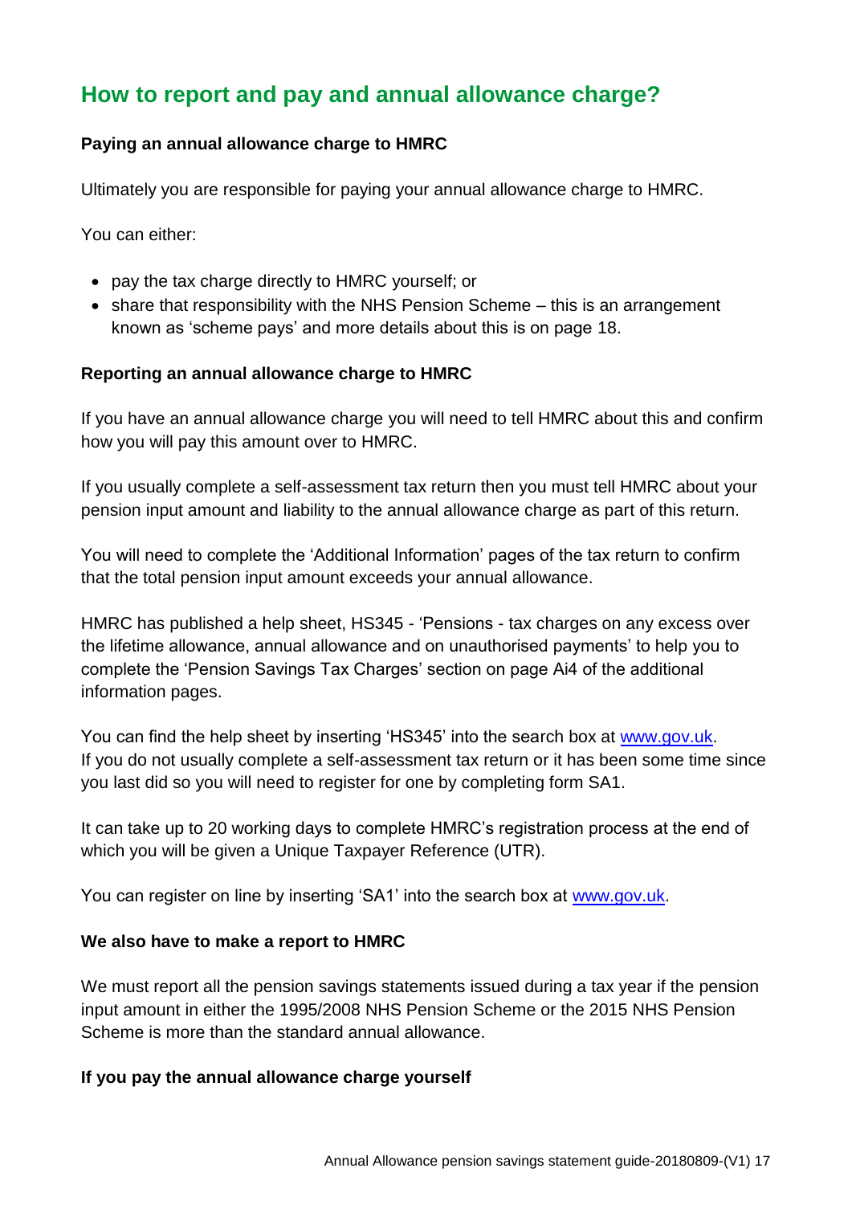## How to report and pay and annual allowance charge?

**Paying an annual allowance charge to HMRC**

Ultimately you are responsible for paying your annual allowance charge to HMRC.

You can either:

- pay the tax charge directly to HMRC yourself; or
- share that responsibility with the NHS Pension Scheme – this is an arrangement known as 'scheme pays' and more details about this is on page 18.

**Reporting an annual allowance charge to HMRC**

If you have an annual allowance charge you will need to tell HMRC about this and confirm how you will pay this amount over to HMRC.

If you usually complete a self-assessment tax return then you must tell HMRC about your pension input amount and liability to the annual allowance charge as part of this return.

You will need to complete the 'Additional Information' pages of the tax return to confirm that the total pension input amount exceeds your annual allowance.

HMRC has published a help sheet, HS345 - 'Pensions - tax charges on any excess over the lifetime allowance, annual allowance and on unauthorised payments' to help you to complete the 'Pension Savings Tax Charges' section on page Ai4 of the additional information pages.

You can find the help sheet by inserting 'HS345' into the search box at [www.gov.uk](www.gov.uk).
If you do not usually complete a self-assessment tax return or it has been some time since you last did so you will need to register for one by completing form SA1.

It can take up to 20 working days to complete HMRC's registration process at the end of which you will be given a Unique Taxpayer Reference (UTR).

You can register on line by inserting 'SA1' into the search box at [www.gov.uk](www.gov.uk).

**We also have to make a report to HMRC**

We must report all the pension savings statements issued during a tax year if the pension input amount in either the 1995/2008 NHS Pension Scheme or the 2015 NHS Pension Scheme is more than the standard annual allowance.

**If you pay the annual allowance charge yourself**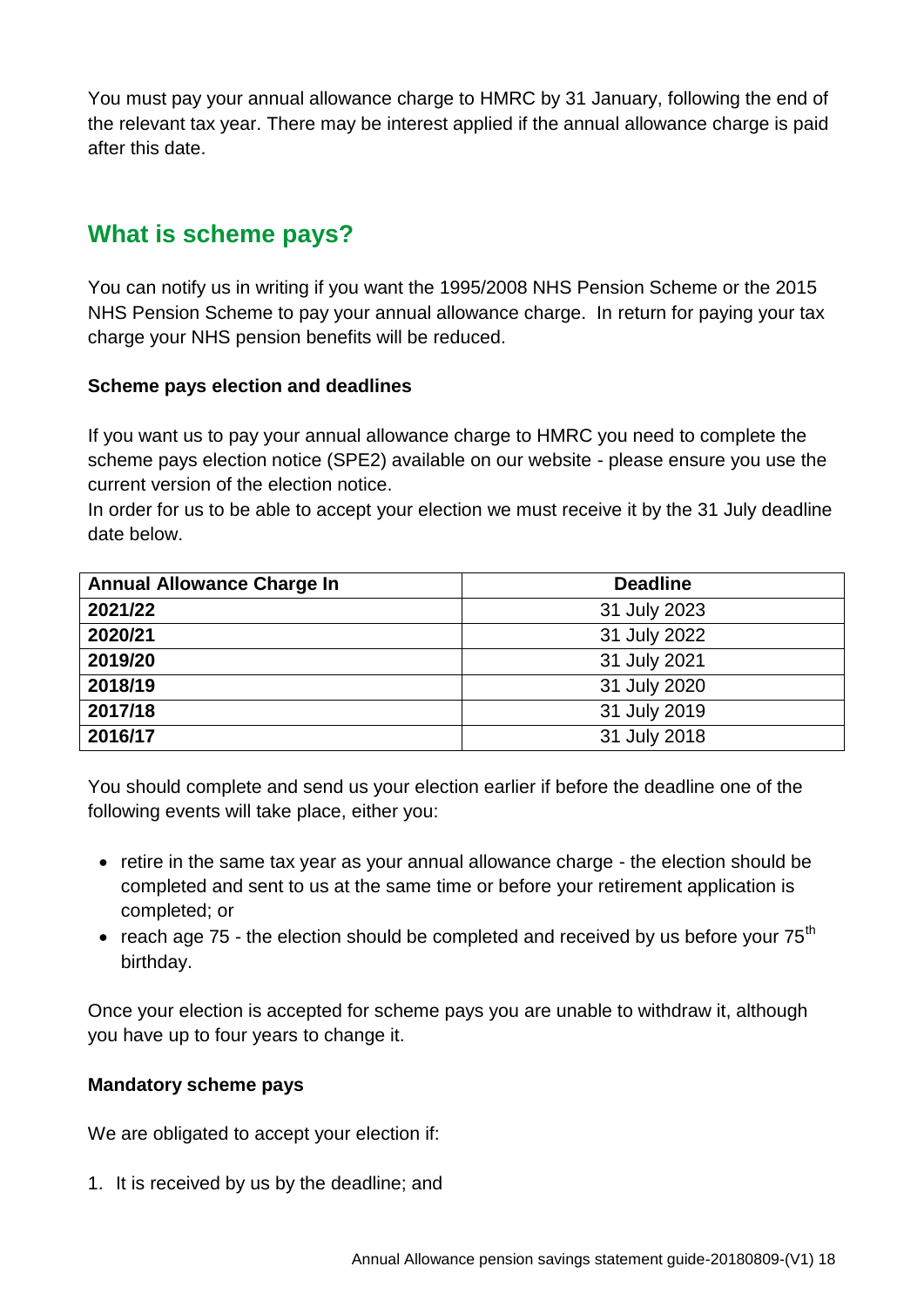You must pay your annual allowance charge to HMRC by 31 January, following the end of the relevant tax year. There may be interest applied if the annual allowance charge is paid after this date.

## What is scheme pays?

You can notify us in writing if you want the 1995/2008 NHS Pension Scheme or the 2015 NHS Pension Scheme to pay your annual allowance charge. In return for paying your tax charge your NHS pension benefits will be reduced.

### Scheme pays election and deadlines

If you want us to pay your annual allowance charge to HMRC you need to complete the scheme pays election notice (SPE2) available on our website - please ensure you use the current version of the election notice.
In order for us to be able to accept your election we must receive it by the 31 July deadline date below.

| Annual Allowance Charge In | Deadline |
|---|---|
| **2021/22** | 31 July 2023 |
| **2020/21** | 31 July 2022 |
| **2019/20** | 31 July 2021 |
| **2018/19** | 31 July 2020 |
| **2017/18** | 31 July 2019 |
| **2016/17** | 31 July 2018 |

You should complete and send us your election earlier if before the deadline one of the following events will take place, either you:

- retire in the same tax year as your annual allowance charge - the election should be completed and sent to us at the same time or before your retirement application is completed; or
- reach age 75 - the election should be completed and received by us before your 75th birthday.

Once your election is accepted for scheme pays you are unable to withdraw it, although you have up to four years to change it.

### Mandatory scheme pays

We are obligated to accept your election if:

1. It is received by us by the deadline; and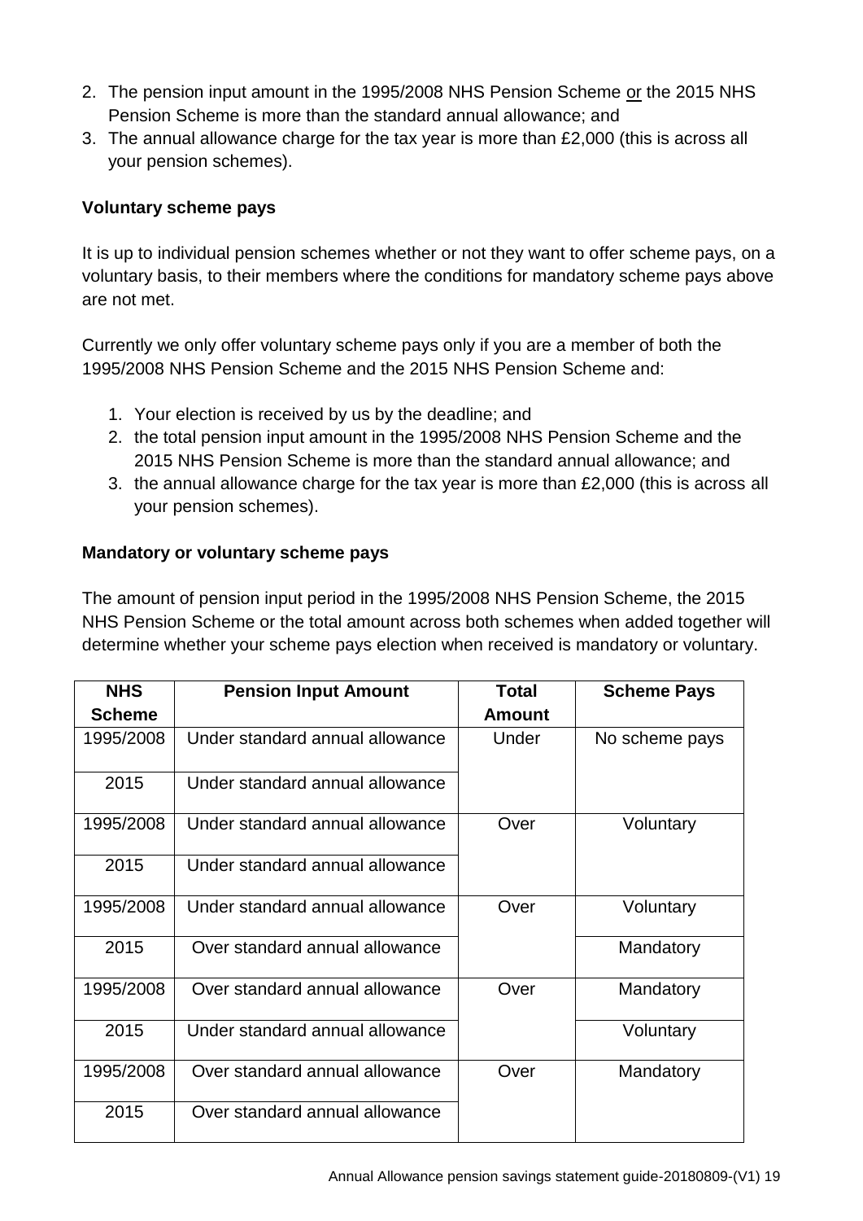2. The pension input amount in the 1995/2008 NHS Pension Scheme or the 2015 NHS Pension Scheme is more than the standard annual allowance; and
3. The annual allowance charge for the tax year is more than £2,000 (this is across all your pension schemes).

**Voluntary scheme pays**

It is up to individual pension schemes whether or not they want to offer scheme pays, on a voluntary basis, to their members where the conditions for mandatory scheme pays above are not met.

Currently we only offer voluntary scheme pays only if you are a member of both the 1995/2008 NHS Pension Scheme and the 2015 NHS Pension Scheme and:

1. Your election is received by us by the deadline; and
2. the total pension input amount in the 1995/2008 NHS Pension Scheme and the 2015 NHS Pension Scheme is more than the standard annual allowance; and
3. the annual allowance charge for the tax year is more than £2,000 (this is across all your pension schemes).

**Mandatory or voluntary scheme pays**

The amount of pension input period in the 1995/2008 NHS Pension Scheme, the 2015 NHS Pension Scheme or the total amount across both schemes when added together will determine whether your scheme pays election when received is mandatory or voluntary.

| NHS Scheme | Pension Input Amount | Total Amount | Scheme Pays |
|---|---|---|---|
| 1995/2008 | Under standard annual allowance | Under | No scheme pays |
| 2015 | Under standard annual allowance | | |
| 1995/2008 | Under standard annual allowance | Over | Voluntary |
| 2015 | Under standard annual allowance | | |
| 1995/2008 | Under standard annual allowance | Over | Voluntary |
| 2015 | Over standard annual allowance | | Mandatory |
| 1995/2008 | Over standard annual allowance | Over | Mandatory |
| 2015 | Under standard annual allowance | | Voluntary |
| 1995/2008 | Over standard annual allowance | Over | Mandatory |
| 2015 | Over standard annual allowance | | |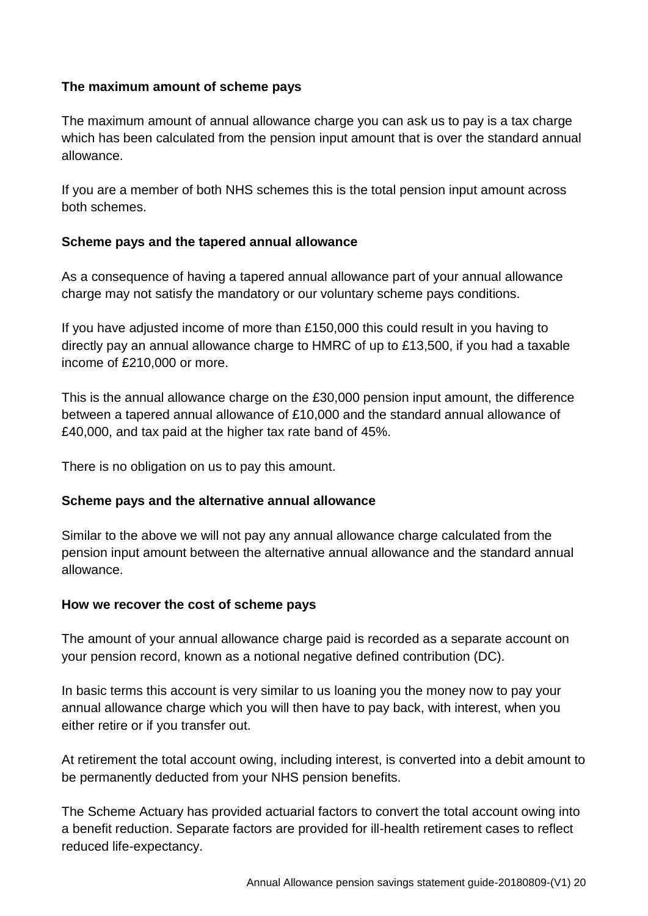**The maximum amount of scheme pays**

The maximum amount of annual allowance charge you can ask us to pay is a tax charge which has been calculated from the pension input amount that is over the standard annual allowance.

If you are a member of both NHS schemes this is the total pension input amount across both schemes.

**Scheme pays and the tapered annual allowance**

As a consequence of having a tapered annual allowance part of your annual allowance charge may not satisfy the mandatory or our voluntary scheme pays conditions.

If you have adjusted income of more than £150,000 this could result in you having to directly pay an annual allowance charge to HMRC of up to £13,500, if you had a taxable income of £210,000 or more.

This is the annual allowance charge on the £30,000 pension input amount, the difference between a tapered annual allowance of £10,000 and the standard annual allowance of £40,000, and tax paid at the higher tax rate band of 45%.

There is no obligation on us to pay this amount.

**Scheme pays and the alternative annual allowance**

Similar to the above we will not pay any annual allowance charge calculated from the pension input amount between the alternative annual allowance and the standard annual allowance.

**How we recover the cost of scheme pays**

The amount of your annual allowance charge paid is recorded as a separate account on your pension record, known as a notional negative defined contribution (DC).

In basic terms this account is very similar to us loaning you the money now to pay your annual allowance charge which you will then have to pay back, with interest, when you either retire or if you transfer out.

At retirement the total account owing, including interest, is converted into a debit amount to be permanently deducted from your NHS pension benefits.

The Scheme Actuary has provided actuarial factors to convert the total account owing into a benefit reduction. Separate factors are provided for ill-health retirement cases to reflect reduced life-expectancy.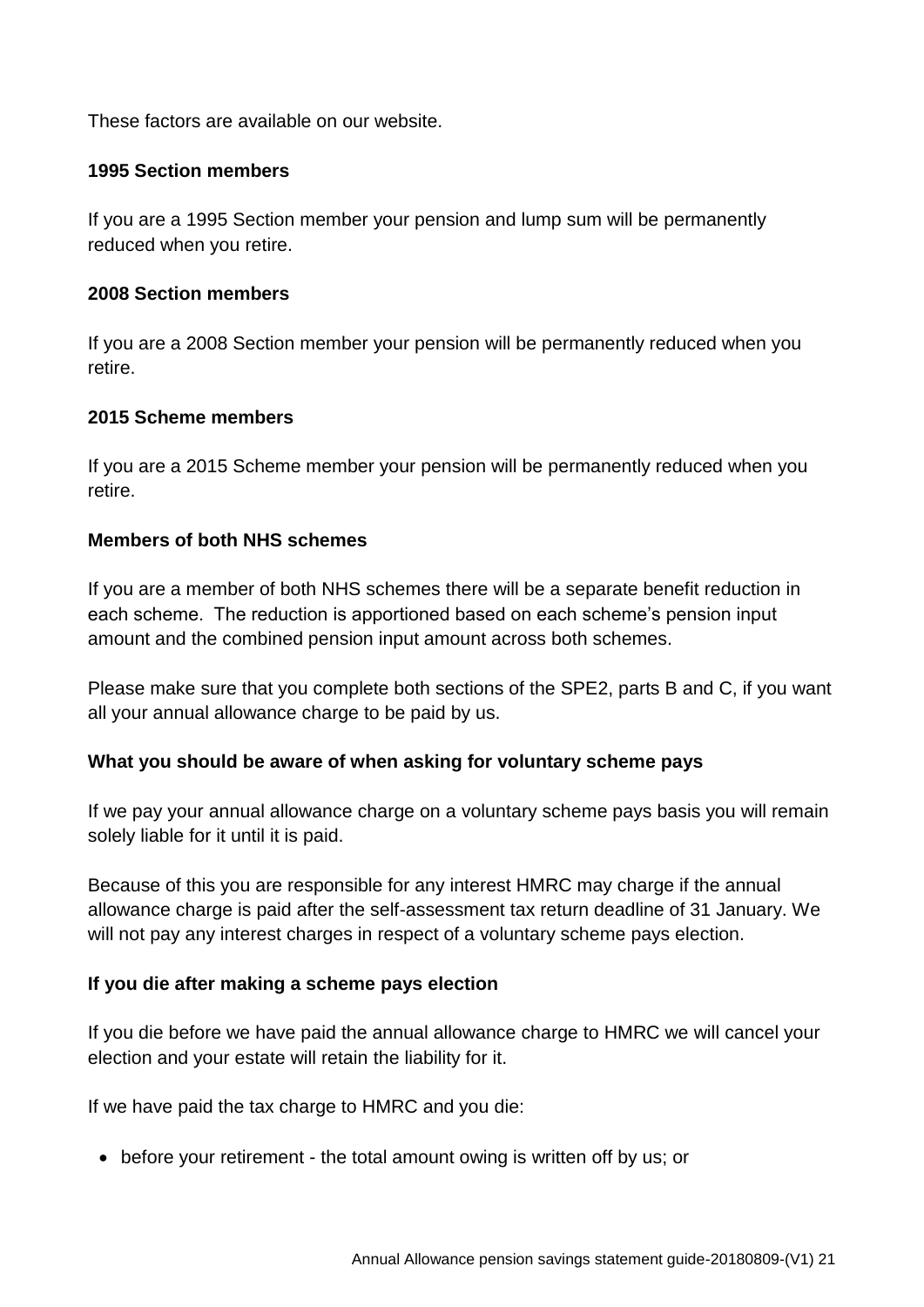These factors are available on our website.

**1995 Section members**

If you are a 1995 Section member your pension and lump sum will be permanently reduced when you retire.

**2008 Section members**

If you are a 2008 Section member your pension will be permanently reduced when you retire.

**2015 Scheme members**

If you are a 2015 Scheme member your pension will be permanently reduced when you retire.

**Members of both NHS schemes**

If you are a member of both NHS schemes there will be a separate benefit reduction in each scheme. The reduction is apportioned based on each scheme's pension input amount and the combined pension input amount across both schemes.

Please make sure that you complete both sections of the SPE2, parts B and C, if you want all your annual allowance charge to be paid by us.

**What you should be aware of when asking for voluntary scheme pays**

If we pay your annual allowance charge on a voluntary scheme pays basis you will remain solely liable for it until it is paid.

Because of this you are responsible for any interest HMRC may charge if the annual allowance charge is paid after the self-assessment tax return deadline of 31 January. We will not pay any interest charges in respect of a voluntary scheme pays election.

**If you die after making a scheme pays election**

If you die before we have paid the annual allowance charge to HMRC we will cancel your election and your estate will retain the liability for it.

If we have paid the tax charge to HMRC and you die:

- before your retirement - the total amount owing is written off by us; or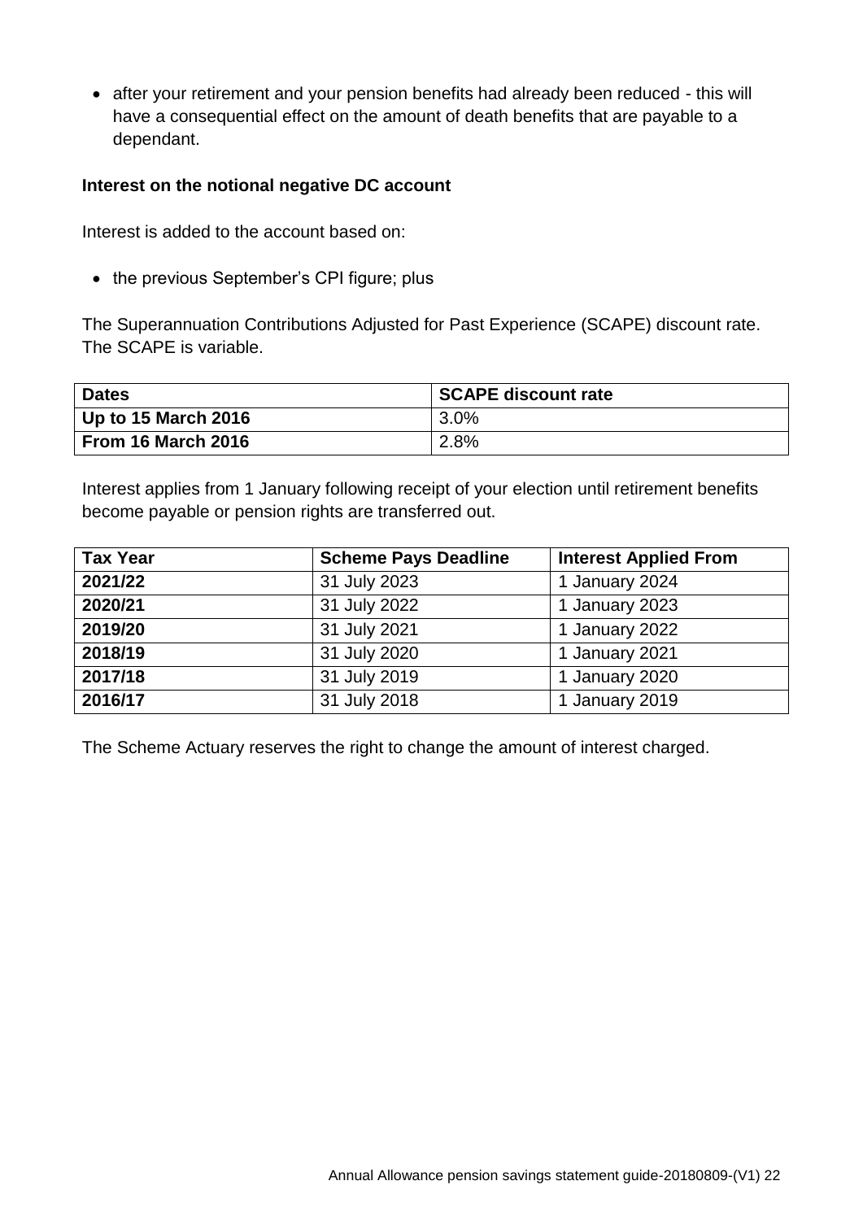- after your retirement and your pension benefits had already been reduced - this will have a consequential effect on the amount of death benefits that are payable to a dependant.

**Interest on the notional negative DC account**

Interest is added to the account based on:

- the previous September's CPI figure; plus

The Superannuation Contributions Adjusted for Past Experience (SCAPE) discount rate. The SCAPE is variable.

| Dates | SCAPE discount rate |
| --- | --- |
| **Up to 15 March 2016** | 3.0% |
| **From 16 March 2016** | 2.8% |

Interest applies from 1 January following receipt of your election until retirement benefits become payable or pension rights are transferred out.

| Tax Year | Scheme Pays Deadline | Interest Applied From |
| --- | --- | --- |
| **2021/22** | 31 July 2023 | 1 January 2024 |
| **2020/21** | 31 July 2022 | 1 January 2023 |
| **2019/20** | 31 July 2021 | 1 January 2022 |
| **2018/19** | 31 July 2020 | 1 January 2021 |
| **2017/18** | 31 July 2019 | 1 January 2020 |
| **2016/17** | 31 July 2018 | 1 January 2019 |

The Scheme Actuary reserves the right to change the amount of interest charged.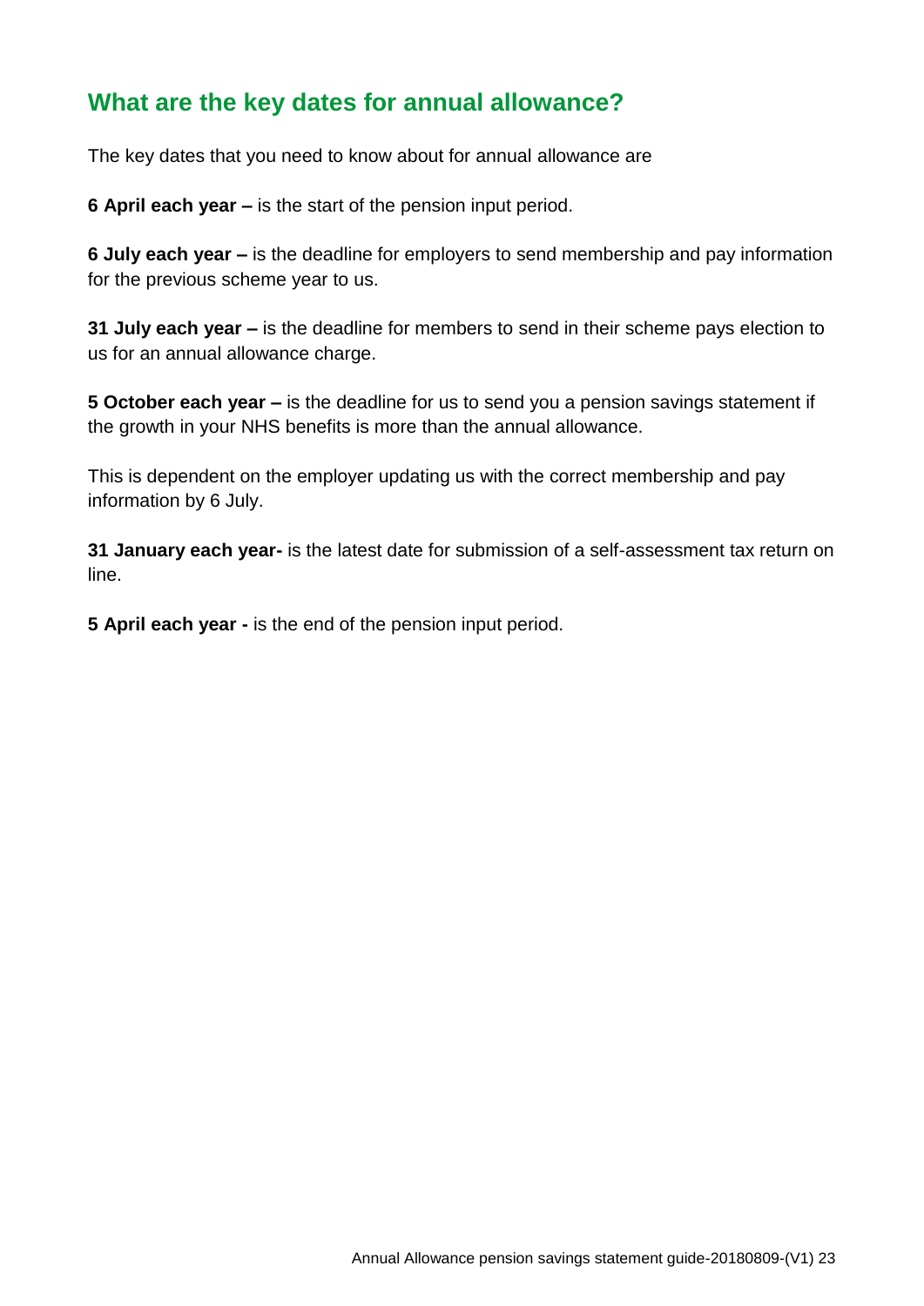## What are the key dates for annual allowance?

The key dates that you need to know about for annual allowance are

**6 April each year –** is the start of the pension input period.

**6 July each year –** is the deadline for employers to send membership and pay information for the previous scheme year to us.

**31 July each year –** is the deadline for members to send in their scheme pays election to us for an annual allowance charge.

**5 October each year –** is the deadline for us to send you a pension savings statement if the growth in your NHS benefits is more than the annual allowance.

This is dependent on the employer updating us with the correct membership and pay information by 6 July.

**31 January each year-** is the latest date for submission of a self-assessment tax return on line.

**5 April each year -** is the end of the pension input period.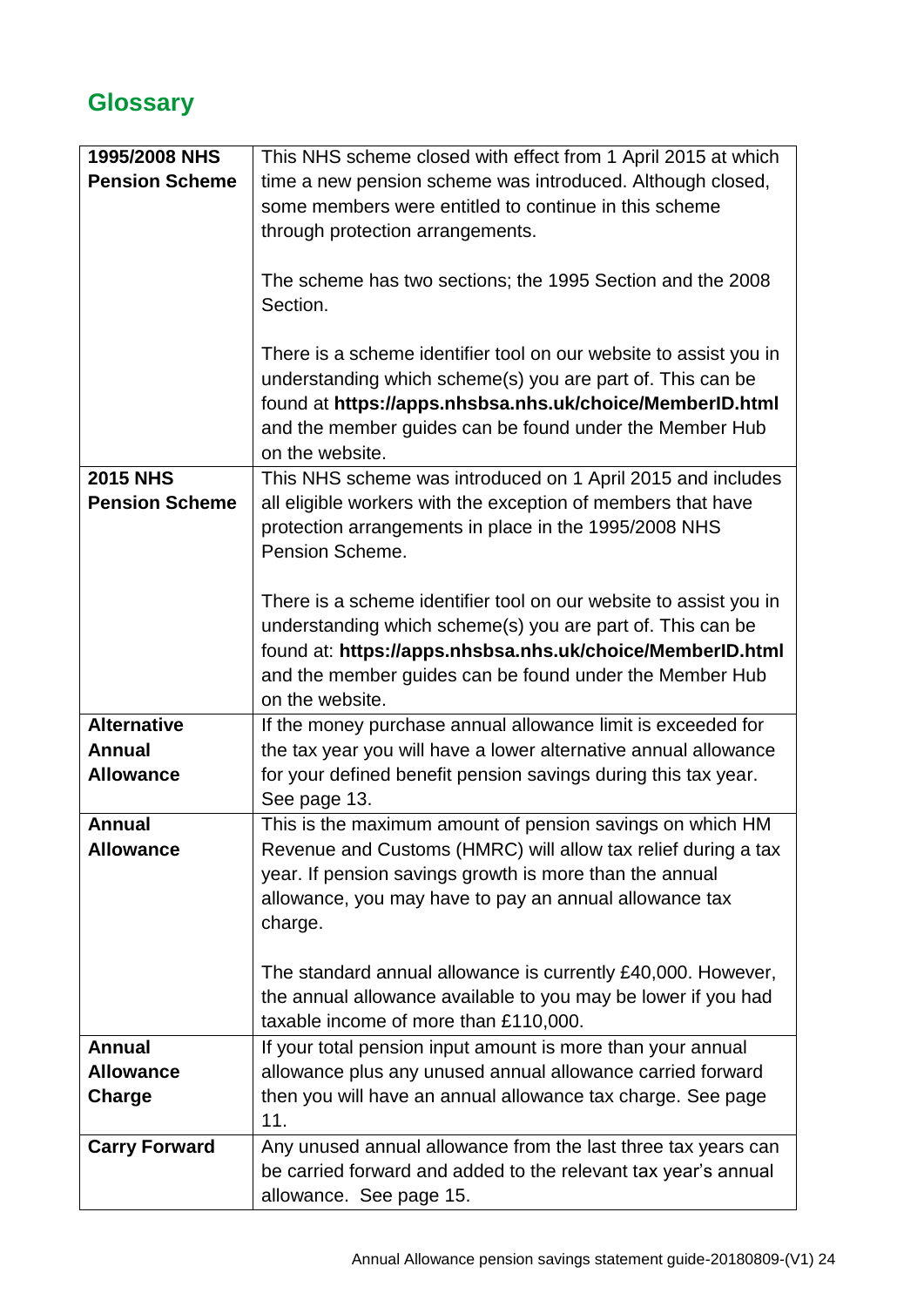## Glossary

| | |
|---|---|
| **1995/2008 NHS Pension Scheme** | This NHS scheme closed with effect from 1 April 2015 at which time a new pension scheme was introduced. Although closed, some members were entitled to continue in this scheme through protection arrangements.<br><br>The scheme has two sections; the 1995 Section and the 2008 Section.<br><br>There is a scheme identifier tool on our website to assist you in understanding which scheme(s) you are part of. This can be found at **https://apps.nhsbsa.nhs.uk/choice/MemberID.html** and the member guides can be found under the Member Hub on the website. |
| **2015 NHS Pension Scheme** | This NHS scheme was introduced on 1 April 2015 and includes all eligible workers with the exception of members that have protection arrangements in place in the 1995/2008 NHS Pension Scheme.<br><br>There is a scheme identifier tool on our website to assist you in understanding which scheme(s) you are part of. This can be found at: **https://apps.nhsbsa.nhs.uk/choice/MemberID.html** and the member guides can be found under the Member Hub on the website. |
| **Alternative Annual Allowance** | If the money purchase annual allowance limit is exceeded for the tax year you will have a lower alternative annual allowance for your defined benefit pension savings during this tax year. See page 13. |
| **Annual Allowance** | This is the maximum amount of pension savings on which HM Revenue and Customs (HMRC) will allow tax relief during a tax year. If pension savings growth is more than the annual allowance, you may have to pay an annual allowance tax charge.<br><br>The standard annual allowance is currently £40,000. However, the annual allowance available to you may be lower if you had taxable income of more than £110,000. |
| **Annual Allowance Charge** | If your total pension input amount is more than your annual allowance plus any unused annual allowance carried forward then you will have an annual allowance tax charge. See page 11. |
| **Carry Forward** | Any unused annual allowance from the last three tax years can be carried forward and added to the relevant tax year's annual allowance. See page 15. |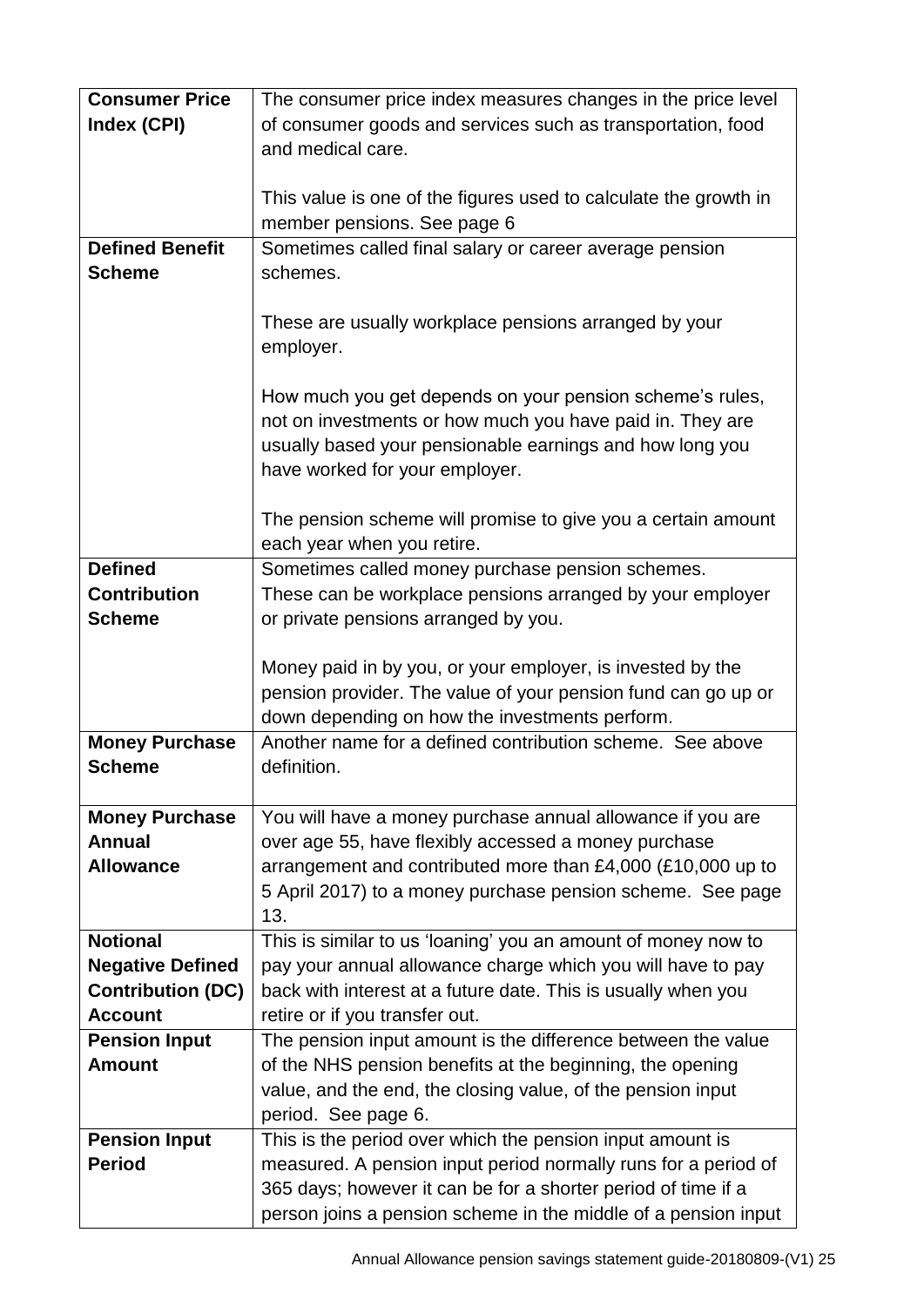| | |
|---|---|
| **Consumer Price Index (CPI)** | The consumer price index measures changes in the price level of consumer goods and services such as transportation, food and medical care.<br><br>This value is one of the figures used to calculate the growth in member pensions. See page 6 |
| **Defined Benefit Scheme** | Sometimes called final salary or career average pension schemes.<br><br>These are usually workplace pensions arranged by your employer.<br><br>How much you get depends on your pension scheme's rules, not on investments or how much you have paid in. They are usually based your pensionable earnings and how long you have worked for your employer.<br><br>The pension scheme will promise to give you a certain amount each year when you retire. |
| **Defined Contribution Scheme** | Sometimes called money purchase pension schemes.<br>These can be workplace pensions arranged by your employer or private pensions arranged by you.<br><br>Money paid in by you, or your employer, is invested by the pension provider. The value of your pension fund can go up or down depending on how the investments perform. |
| **Money Purchase Scheme** | Another name for a defined contribution scheme. See above definition. |
| **Money Purchase Annual Allowance** | You will have a money purchase annual allowance if you are over age 55, have flexibly accessed a money purchase arrangement and contributed more than £4,000 (£10,000 up to 5 April 2017) to a money purchase pension scheme. See page 13. |
| **Notional Negative Defined Contribution (DC) Account** | This is similar to us 'loaning' you an amount of money now to pay your annual allowance charge which you will have to pay back with interest at a future date. This is usually when you retire or if you transfer out. |
| **Pension Input Amount** | The pension input amount is the difference between the value of the NHS pension benefits at the beginning, the opening value, and the end, the closing value, of the pension input period. See page 6. |
| **Pension Input Period** | This is the period over which the pension input amount is measured. A pension input period normally runs for a period of 365 days; however it can be for a shorter period of time if a person joins a pension scheme in the middle of a pension input |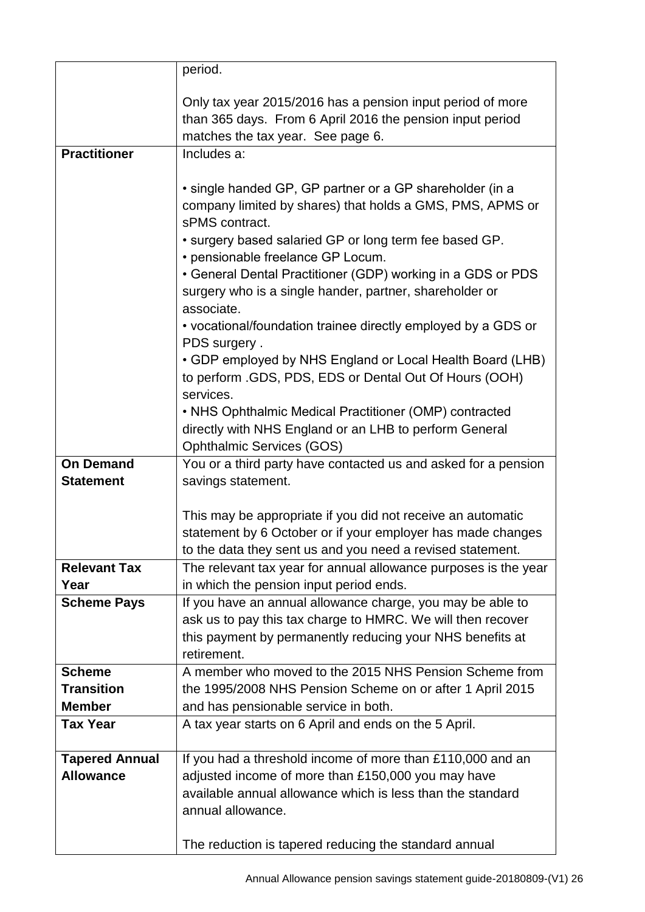| | |
|---|---|
| | period.<br><br>Only tax year 2015/2016 has a pension input period of more than 365 days. From 6 April 2016 the pension input period matches the tax year. See page 6. |
| **Practitioner** | Includes a:<br><br>• single handed GP, GP partner or a GP shareholder (in a company limited by shares) that holds a GMS, PMS, APMS or sPMS contract.<br>• surgery based salaried GP or long term fee based GP.<br>• pensionable freelance GP Locum.<br>• General Dental Practitioner (GDP) working in a GDS or PDS surgery who is a single hander, partner, shareholder or associate.<br>• vocational/foundation trainee directly employed by a GDS or PDS surgery .<br>• GDP employed by NHS England or Local Health Board (LHB) to perform .GDS, PDS, EDS or Dental Out Of Hours (OOH) services.<br>• NHS Ophthalmic Medical Practitioner (OMP) contracted directly with NHS England or an LHB to perform General Ophthalmic Services (GOS) |
| **On Demand Statement** | You or a third party have contacted us and asked for a pension savings statement.<br><br>This may be appropriate if you did not receive an automatic statement by 6 October or if your employer has made changes to the data they sent us and you need a revised statement. |
| **Relevant Tax Year** | The relevant tax year for annual allowance purposes is the year in which the pension input period ends. |
| **Scheme Pays** | If you have an annual allowance charge, you may be able to ask us to pay this tax charge to HMRC. We will then recover this payment by permanently reducing your NHS benefits at retirement. |
| **Scheme Transition Member** | A member who moved to the 2015 NHS Pension Scheme from the 1995/2008 NHS Pension Scheme on or after 1 April 2015 and has pensionable service in both. |
| **Tax Year** | A tax year starts on 6 April and ends on the 5 April. |
| **Tapered Annual Allowance** | If you had a threshold income of more than £110,000 and an adjusted income of more than £150,000 you may have available annual allowance which is less than the standard annual allowance.<br><br>The reduction is tapered reducing the standard annual |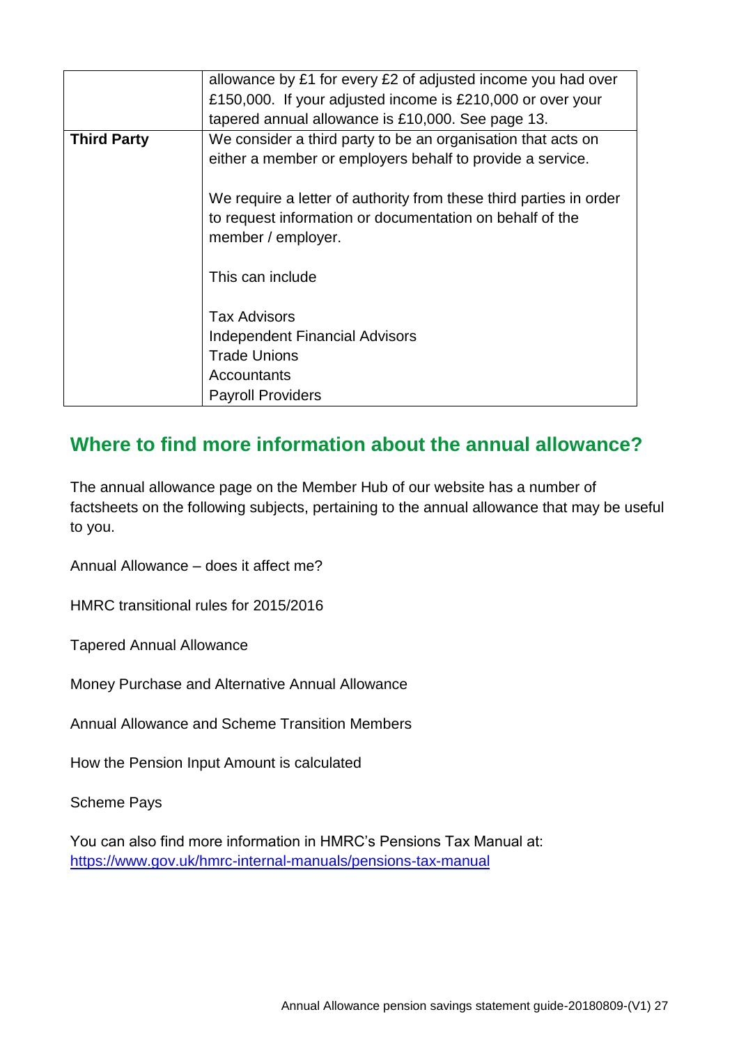| | |
|---|---|
| | allowance by £1 for every £2 of adjusted income you had over £150,000. If your adjusted income is £210,000 or over your tapered annual allowance is £10,000. See page 13. |
| **Third Party** | We consider a third party to be an organisation that acts on either a member or employers behalf to provide a service.<br><br>We require a letter of authority from these third parties in order to request information or documentation on behalf of the member / employer.<br><br>This can include<br><br>Tax Advisors<br>Independent Financial Advisors<br>Trade Unions<br>Accountants<br>Payroll Providers |

## Where to find more information about the annual allowance?

The annual allowance page on the Member Hub of our website has a number of factsheets on the following subjects, pertaining to the annual allowance that may be useful to you.

Annual Allowance – does it affect me?

HMRC transitional rules for 2015/2016

Tapered Annual Allowance

Money Purchase and Alternative Annual Allowance

Annual Allowance and Scheme Transition Members

How the Pension Input Amount is calculated

Scheme Pays

You can also find more information in HMRC's Pensions Tax Manual at: https://www.gov.uk/hmrc-internal-manuals/pensions-tax-manual